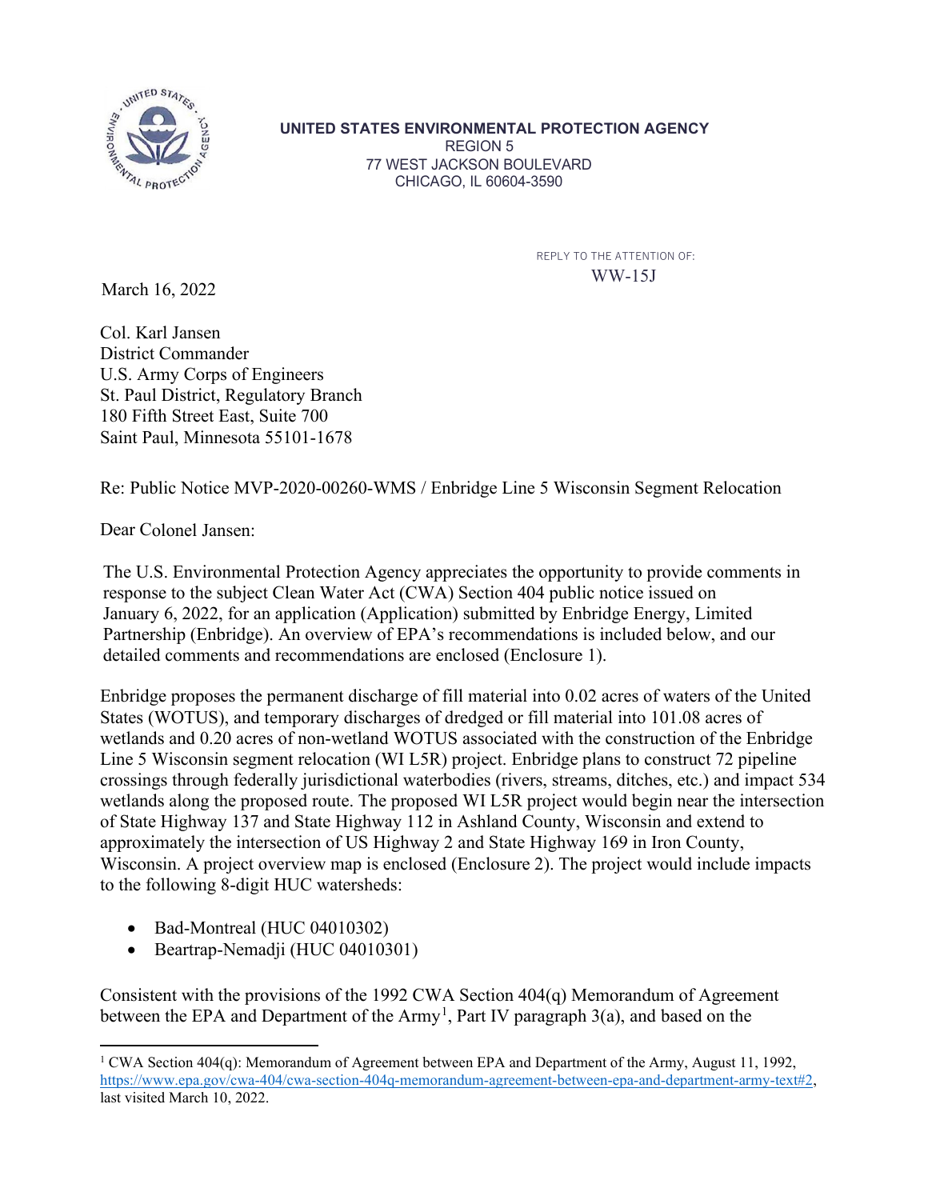**UNITED STATES ENVIRONMENTAL PROTECTION AGENCY**
REGION 5
77 WEST JACKSON BOULEVARD
CHICAGO, IL 60604-3590

REPLY TO THE ATTENTION OF:
WW-15J

March 16, 2022

Col. Karl Jansen
District Commander
U.S. Army Corps of Engineers
St. Paul District, Regulatory Branch
180 Fifth Street East, Suite 700
Saint Paul, Minnesota 55101-1678

Re: Public Notice MVP-2020-00260-WMS / Enbridge Line 5 Wisconsin Segment Relocation

Dear Colonel Jansen:

The U.S. Environmental Protection Agency appreciates the opportunity to provide comments in response to the subject Clean Water Act (CWA) Section 404 public notice issued on January 6, 2022, for an application (Application) submitted by Enbridge Energy, Limited Partnership (Enbridge). An overview of EPA's recommendations is included below, and our detailed comments and recommendations are enclosed (Enclosure 1).

Enbridge proposes the permanent discharge of fill material into 0.02 acres of waters of the United States (WOTUS), and temporary discharges of dredged or fill material into 101.08 acres of wetlands and 0.20 acres of non-wetland WOTUS associated with the construction of the Enbridge Line 5 Wisconsin segment relocation (WI L5R) project. Enbridge plans to construct 72 pipeline crossings through federally jurisdictional waterbodies (rivers, streams, ditches, etc.) and impact 534 wetlands along the proposed route. The proposed WI L5R project would begin near the intersection of State Highway 137 and State Highway 112 in Ashland County, Wisconsin and extend to approximately the intersection of US Highway 2 and State Highway 169 in Iron County, Wisconsin. A project overview map is enclosed (Enclosure 2). The project would include impacts to the following 8-digit HUC watersheds:

- Bad-Montreal (HUC 04010302)
- Beartrap-Nemadji (HUC 04010301)

Consistent with the provisions of the 1992 CWA Section 404(q) Memorandum of Agreement between the EPA and Department of the Army[1], Part IV paragraph 3(a), and based on the

[1] CWA Section 404(q): Memorandum of Agreement between EPA and Department of the Army, August 11, 1992, https://www.epa.gov/cwa-404/cwa-section-404q-memorandum-agreement-between-epa-and-department-army-text#2, last visited March 10, 2022.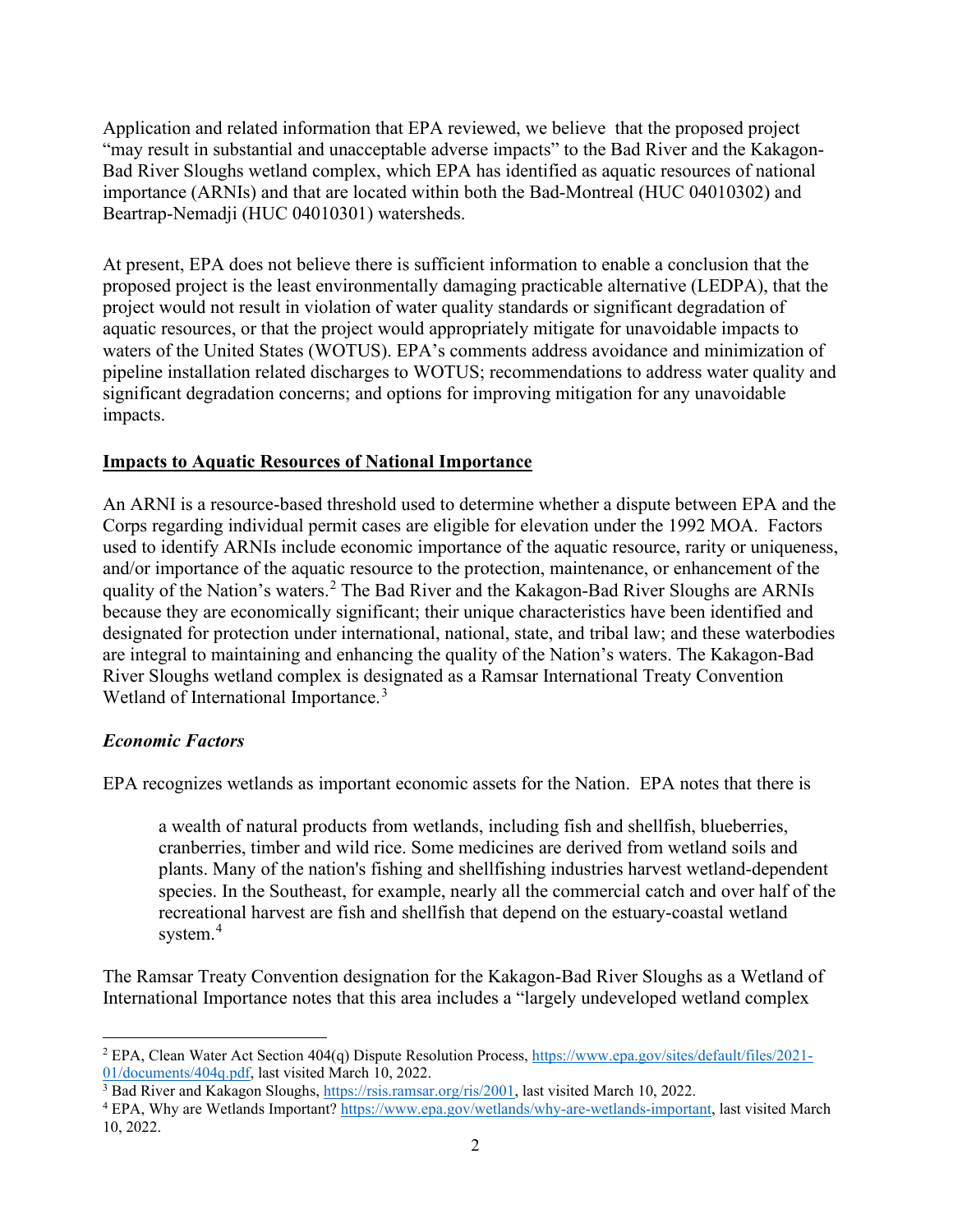Application and related information that EPA reviewed, we believe that the proposed project "may result in substantial and unacceptable adverse impacts" to the Bad River and the Kakagon-Bad River Sloughs wetland complex, which EPA has identified as aquatic resources of national importance (ARNIs) and that are located within both the Bad-Montreal (HUC 04010302) and Beartrap-Nemadji (HUC 04010301) watersheds.

At present, EPA does not believe there is sufficient information to enable a conclusion that the proposed project is the least environmentally damaging practicable alternative (LEDPA), that the project would not result in violation of water quality standards or significant degradation of aquatic resources, or that the project would appropriately mitigate for unavoidable impacts to waters of the United States (WOTUS). EPA's comments address avoidance and minimization of pipeline installation related discharges to WOTUS; recommendations to address water quality and significant degradation concerns; and options for improving mitigation for any unavoidable impacts.

## Impacts to Aquatic Resources of National Importance

An ARNI is a resource-based threshold used to determine whether a dispute between EPA and the Corps regarding individual permit cases are eligible for elevation under the 1992 MOA. Factors used to identify ARNIs include economic importance of the aquatic resource, rarity or uniqueness, and/or importance of the aquatic resource to the protection, maintenance, or enhancement of the quality of the Nation's waters.[2] The Bad River and the Kakagon-Bad River Sloughs are ARNIs because they are economically significant; their unique characteristics have been identified and designated for protection under international, national, state, and tribal law; and these waterbodies are integral to maintaining and enhancing the quality of the Nation's waters. The Kakagon-Bad River Sloughs wetland complex is designated as a Ramsar International Treaty Convention Wetland of International Importance.[3]

### *Economic Factors*

EPA recognizes wetlands as important economic assets for the Nation. EPA notes that there is

> a wealth of natural products from wetlands, including fish and shellfish, blueberries, cranberries, timber and wild rice. Some medicines are derived from wetland soils and plants. Many of the nation's fishing and shellfishing industries harvest wetland-dependent species. In the Southeast, for example, nearly all the commercial catch and over half of the recreational harvest are fish and shellfish that depend on the estuary-coastal wetland system.[4]

The Ramsar Treaty Convention designation for the Kakagon-Bad River Sloughs as a Wetland of International Importance notes that this area includes a "largely undeveloped wetland complex

---

[2] EPA, Clean Water Act Section 404(q) Dispute Resolution Process, https://www.epa.gov/sites/default/files/2021-01/documents/404q.pdf, last visited March 10, 2022.

[3] Bad River and Kakagon Sloughs, https://rsis.ramsar.org/ris/2001, last visited March 10, 2022.

[4] EPA, Why are Wetlands Important? https://www.epa.gov/wetlands/why-are-wetlands-important, last visited March 10, 2022.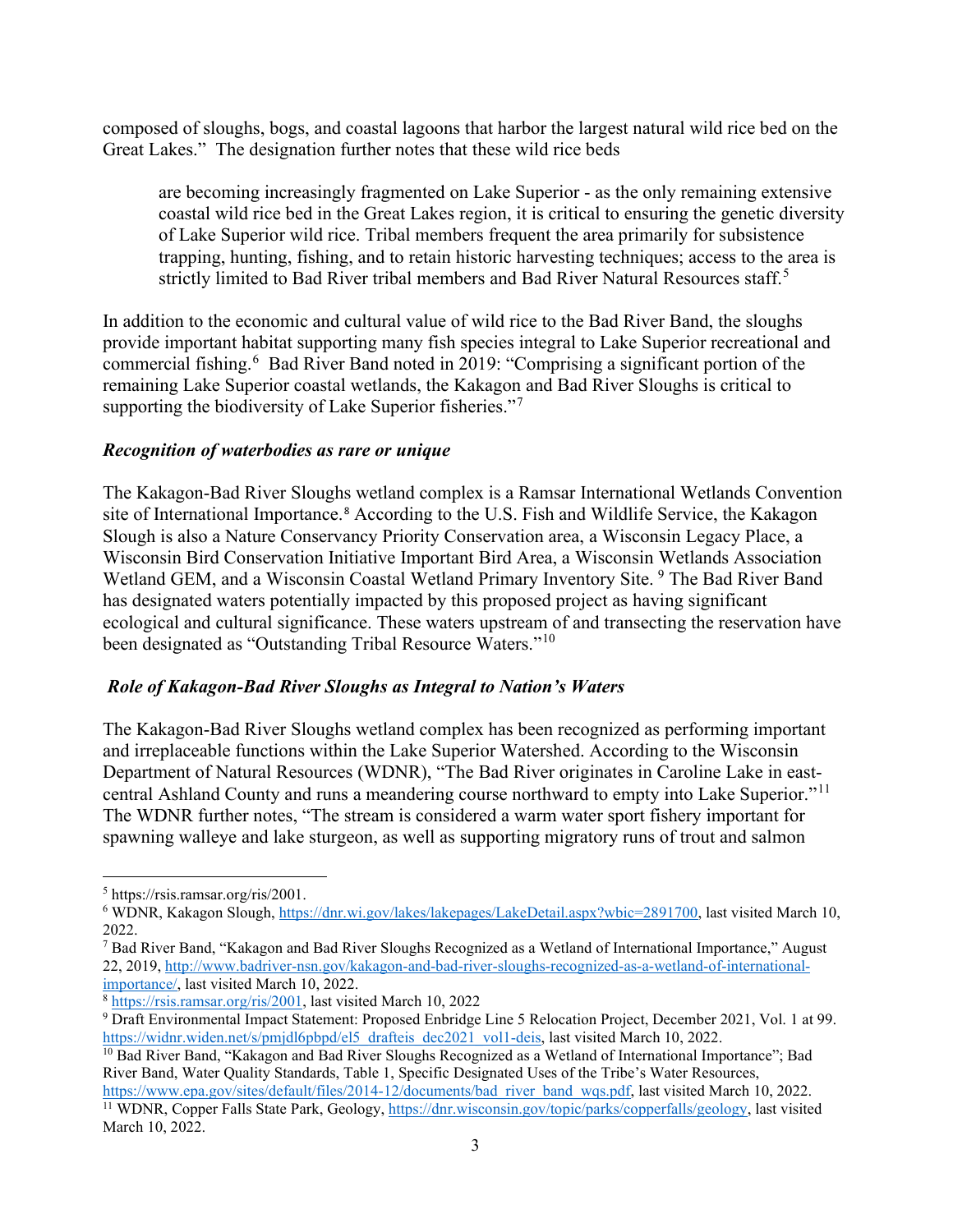composed of sloughs, bogs, and coastal lagoons that harbor the largest natural wild rice bed on the Great Lakes." The designation further notes that these wild rice beds

> are becoming increasingly fragmented on Lake Superior - as the only remaining extensive coastal wild rice bed in the Great Lakes region, it is critical to ensuring the genetic diversity of Lake Superior wild rice. Tribal members frequent the area primarily for subsistence trapping, hunting, fishing, and to retain historic harvesting techniques; access to the area is strictly limited to Bad River tribal members and Bad River Natural Resources staff.[5]

In addition to the economic and cultural value of wild rice to the Bad River Band, the sloughs provide important habitat supporting many fish species integral to Lake Superior recreational and commercial fishing.[6] Bad River Band noted in 2019: "Comprising a significant portion of the remaining Lake Superior coastal wetlands, the Kakagon and Bad River Sloughs is critical to supporting the biodiversity of Lake Superior fisheries."[7]

### *Recognition of waterbodies as rare or unique*

The Kakagon-Bad River Sloughs wetland complex is a Ramsar International Wetlands Convention site of International Importance.[8] According to the U.S. Fish and Wildlife Service, the Kakagon Slough is also a Nature Conservancy Priority Conservation area, a Wisconsin Legacy Place, a Wisconsin Bird Conservation Initiative Important Bird Area, a Wisconsin Wetlands Association Wetland GEM, and a Wisconsin Coastal Wetland Primary Inventory Site.[9] The Bad River Band has designated waters potentially impacted by this proposed project as having significant ecological and cultural significance. These waters upstream of and transecting the reservation have been designated as "Outstanding Tribal Resource Waters."[10]

### *Role of Kakagon-Bad River Sloughs as Integral to Nation's Waters*

The Kakagon-Bad River Sloughs wetland complex has been recognized as performing important and irreplaceable functions within the Lake Superior Watershed. According to the Wisconsin Department of Natural Resources (WDNR), "The Bad River originates in Caroline Lake in east-central Ashland County and runs a meandering course northward to empty into Lake Superior."[11] The WDNR further notes, "The stream is considered a warm water sport fishery important for spawning walleye and lake sturgeon, as well as supporting migratory runs of trout and salmon

---

[5] https://rsis.ramsar.org/ris/2001.

[6] WDNR, Kakagon Slough, https://dnr.wi.gov/lakes/lakepages/LakeDetail.aspx?wbic=2891700, last visited March 10, 2022.

[7] Bad River Band, "Kakagon and Bad River Sloughs Recognized as a Wetland of International Importance," August 22, 2019, http://www.badriver-nsn.gov/kakagon-and-bad-river-sloughs-recognized-as-a-wetland-of-international-importance/, last visited March 10, 2022.

[8] https://rsis.ramsar.org/ris/2001, last visited March 10, 2022

[9] Draft Environmental Impact Statement: Proposed Enbridge Line 5 Relocation Project, December 2021, Vol. 1 at 99. https://widnr.widen.net/s/pmjdl6pbpd/el5_drafteis_dec2021_vol1-deis, last visited March 10, 2022.

[10] Bad River Band, "Kakagon and Bad River Sloughs Recognized as a Wetland of International Importance"; Bad River Band, Water Quality Standards, Table 1, Specific Designated Uses of the Tribe's Water Resources, https://www.epa.gov/sites/default/files/2014-12/documents/bad_river_band_wqs.pdf, last visited March 10, 2022.

[11] WDNR, Copper Falls State Park, Geology, https://dnr.wisconsin.gov/topic/parks/copperfalls/geology, last visited March 10, 2022.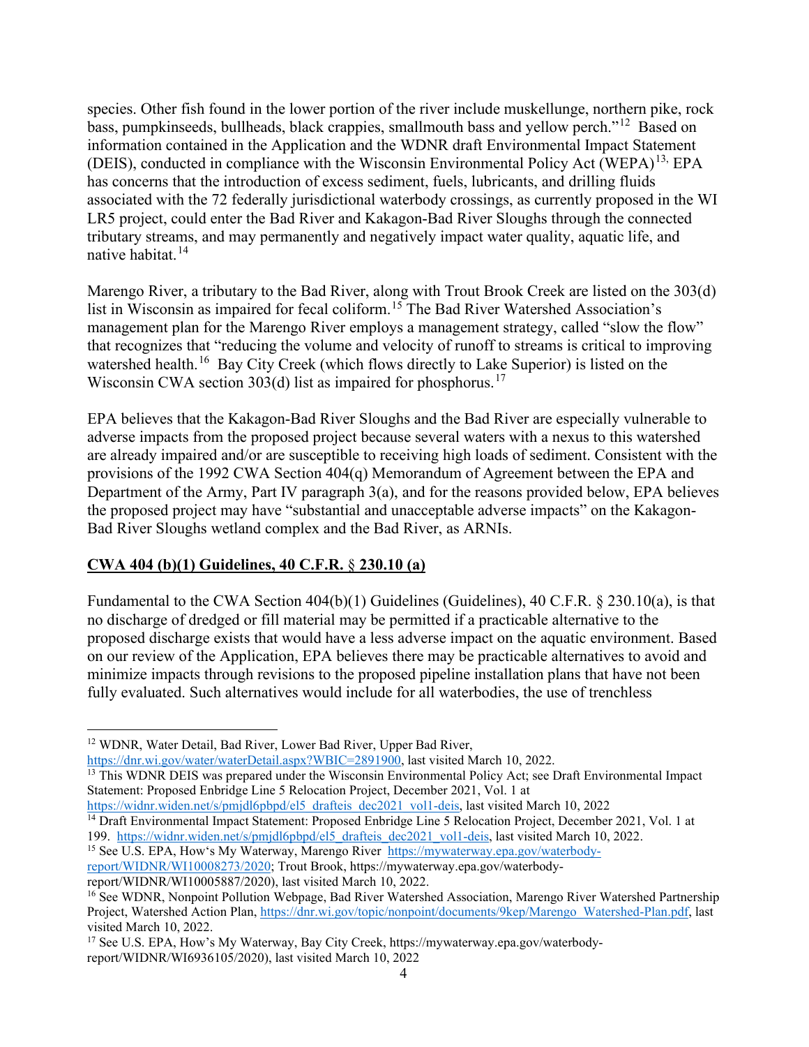species. Other fish found in the lower portion of the river include muskellunge, northern pike, rock bass, pumpkinseeds, bullheads, black crappies, smallmouth bass and yellow perch."[12] Based on information contained in the Application and the WDNR draft Environmental Impact Statement (DEIS), conducted in compliance with the Wisconsin Environmental Policy Act (WEPA)[13], EPA has concerns that the introduction of excess sediment, fuels, lubricants, and drilling fluids associated with the 72 federally jurisdictional waterbody crossings, as currently proposed in the WI LR5 project, could enter the Bad River and Kakagon-Bad River Sloughs through the connected tributary streams, and may permanently and negatively impact water quality, aquatic life, and native habitat.[14]

Marengo River, a tributary to the Bad River, along with Trout Brook Creek are listed on the 303(d) list in Wisconsin as impaired for fecal coliform.[15] The Bad River Watershed Association's management plan for the Marengo River employs a management strategy, called "slow the flow" that recognizes that "reducing the volume and velocity of runoff to streams is critical to improving watershed health.[16] Bay City Creek (which flows directly to Lake Superior) is listed on the Wisconsin CWA section 303(d) list as impaired for phosphorus.[17]

EPA believes that the Kakagon-Bad River Sloughs and the Bad River are especially vulnerable to adverse impacts from the proposed project because several waters with a nexus to this watershed are already impaired and/or are susceptible to receiving high loads of sediment. Consistent with the provisions of the 1992 CWA Section 404(q) Memorandum of Agreement between the EPA and Department of the Army, Part IV paragraph 3(a), and for the reasons provided below, EPA believes the proposed project may have "substantial and unacceptable adverse impacts" on the Kakagon-Bad River Sloughs wetland complex and the Bad River, as ARNIs.

**CWA 404 (b)(1) Guidelines, 40 C.F.R. § 230.10 (a)**

Fundamental to the CWA Section 404(b)(1) Guidelines (Guidelines), 40 C.F.R. § 230.10(a), is that no discharge of dredged or fill material may be permitted if a practicable alternative to the proposed discharge exists that would have a less adverse impact on the aquatic environment. Based on our review of the Application, EPA believes there may be practicable alternatives to avoid and minimize impacts through revisions to the proposed pipeline installation plans that have not been fully evaluated. Such alternatives would include for all waterbodies, the use of trenchless

---

[12] WDNR, Water Detail, Bad River, Lower Bad River, Upper Bad River, https://dnr.wi.gov/water/waterDetail.aspx?WBIC=2891900, last visited March 10, 2022.

[13] This WDNR DEIS was prepared under the Wisconsin Environmental Policy Act; see Draft Environmental Impact Statement: Proposed Enbridge Line 5 Relocation Project, December 2021, Vol. 1 at https://widnr.widen.net/s/pmjdl6pbpd/el5_drafteis_dec2021_vol1-deis, last visited March 10, 2022

[14] Draft Environmental Impact Statement: Proposed Enbridge Line 5 Relocation Project, December 2021, Vol. 1 at 199. https://widnr.widen.net/s/pmjdl6pbpd/el5_drafteis_dec2021_vol1-deis, last visited March 10, 2022.

[15] See U.S. EPA, How's My Waterway, Marengo River https://mywaterway.epa.gov/waterbody-report/WIDNR/WI10008273/2020; Trout Brook, https://mywaterway.epa.gov/waterbody-report/WIDNR/WI10005887/2020), last visited March 10, 2022.

[16] See WDNR, Nonpoint Pollution Webpage, Bad River Watershed Association, Marengo River Watershed Partnership Project, Watershed Action Plan, https://dnr.wi.gov/topic/nonpoint/documents/9kep/Marengo_Watershed-Plan.pdf, last visited March 10, 2022.

[17] See U.S. EPA, How's My Waterway, Bay City Creek, https://mywaterway.epa.gov/waterbody-report/WIDNR/WI6936105/2020), last visited March 10, 2022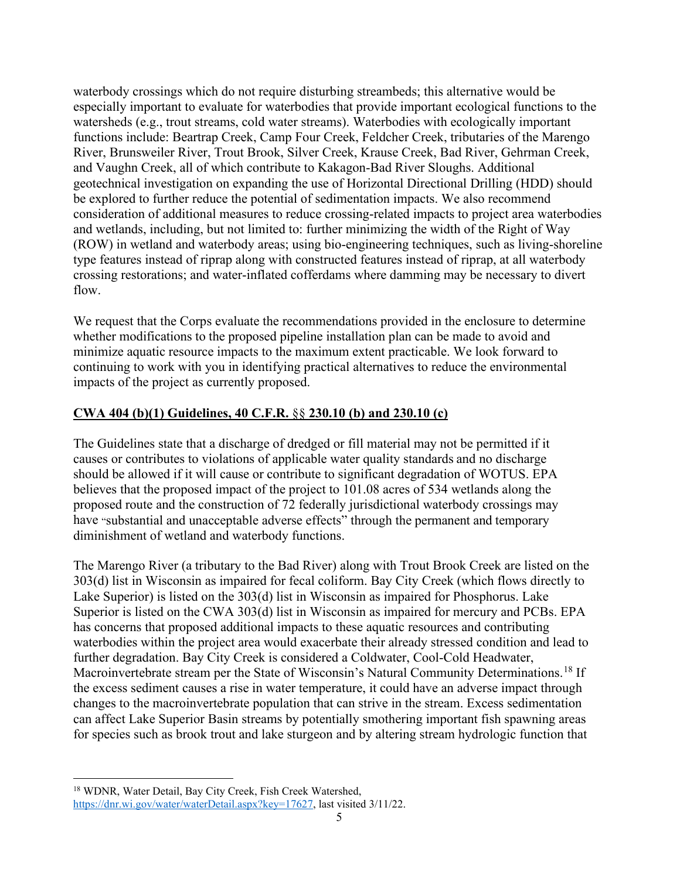waterbody crossings which do not require disturbing streambeds; this alternative would be especially important to evaluate for waterbodies that provide important ecological functions to the watersheds (e.g., trout streams, cold water streams). Waterbodies with ecologically important functions include: Beartrap Creek, Camp Four Creek, Feldcher Creek, tributaries of the Marengo River, Brunsweiler River, Trout Brook, Silver Creek, Krause Creek, Bad River, Gehrman Creek, and Vaughn Creek, all of which contribute to Kakagon-Bad River Sloughs. Additional geotechnical investigation on expanding the use of Horizontal Directional Drilling (HDD) should be explored to further reduce the potential of sedimentation impacts. We also recommend consideration of additional measures to reduce crossing-related impacts to project area waterbodies and wetlands, including, but not limited to: further minimizing the width of the Right of Way (ROW) in wetland and waterbody areas; using bio-engineering techniques, such as living-shoreline type features instead of riprap along with constructed features instead of riprap, at all waterbody crossing restorations; and water-inflated cofferdams where damming may be necessary to divert flow.

We request that the Corps evaluate the recommendations provided in the enclosure to determine whether modifications to the proposed pipeline installation plan can be made to avoid and minimize aquatic resource impacts to the maximum extent practicable. We look forward to continuing to work with you in identifying practical alternatives to reduce the environmental impacts of the project as currently proposed.

**<u>CWA 404 (b)(1) Guidelines, 40 C.F.R. §§ 230.10 (b) and 230.10 (c)</u>**

The Guidelines state that a discharge of dredged or fill material may not be permitted if it causes or contributes to violations of applicable water quality standards and no discharge should be allowed if it will cause or contribute to significant degradation of WOTUS. EPA believes that the proposed impact of the project to 101.08 acres of 534 wetlands along the proposed route and the construction of 72 federally jurisdictional waterbody crossings may have "substantial and unacceptable adverse effects" through the permanent and temporary diminishment of wetland and waterbody functions.

The Marengo River (a tributary to the Bad River) along with Trout Brook Creek are listed on the 303(d) list in Wisconsin as impaired for fecal coliform. Bay City Creek (which flows directly to Lake Superior) is listed on the 303(d) list in Wisconsin as impaired for Phosphorus. Lake Superior is listed on the CWA 303(d) list in Wisconsin as impaired for mercury and PCBs. EPA has concerns that proposed additional impacts to these aquatic resources and contributing waterbodies within the project area would exacerbate their already stressed condition and lead to further degradation. Bay City Creek is considered a Coldwater, Cool-Cold Headwater, Macroinvertebrate stream per the State of Wisconsin's Natural Community Determinations.[18] If the excess sediment causes a rise in water temperature, it could have an adverse impact through changes to the macroinvertebrate population that can strive in the stream. Excess sedimentation can affect Lake Superior Basin streams by potentially smothering important fish spawning areas for species such as brook trout and lake sturgeon and by altering stream hydrologic function that

[18] WDNR, Water Detail, Bay City Creek, Fish Creek Watershed, https://dnr.wi.gov/water/waterDetail.aspx?key=17627, last visited 3/11/22.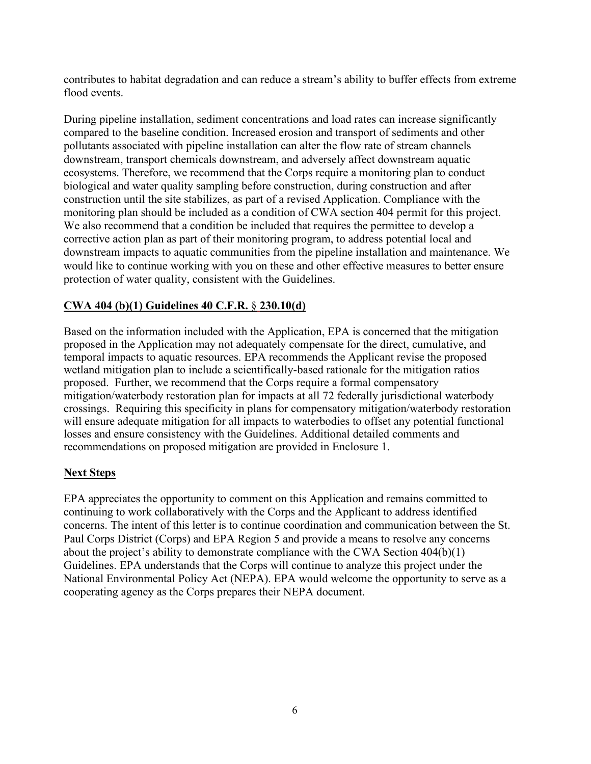contributes to habitat degradation and can reduce a stream's ability to buffer effects from extreme flood events.

During pipeline installation, sediment concentrations and load rates can increase significantly compared to the baseline condition. Increased erosion and transport of sediments and other pollutants associated with pipeline installation can alter the flow rate of stream channels downstream, transport chemicals downstream, and adversely affect downstream aquatic ecosystems. Therefore, we recommend that the Corps require a monitoring plan to conduct biological and water quality sampling before construction, during construction and after construction until the site stabilizes, as part of a revised Application. Compliance with the monitoring plan should be included as a condition of CWA section 404 permit for this project. We also recommend that a condition be included that requires the permittee to develop a corrective action plan as part of their monitoring program, to address potential local and downstream impacts to aquatic communities from the pipeline installation and maintenance. We would like to continue working with you on these and other effective measures to better ensure protection of water quality, consistent with the Guidelines.

**CWA 404 (b)(1) Guidelines 40 C.F.R. § 230.10(d)**

Based on the information included with the Application, EPA is concerned that the mitigation proposed in the Application may not adequately compensate for the direct, cumulative, and temporal impacts to aquatic resources. EPA recommends the Applicant revise the proposed wetland mitigation plan to include a scientifically-based rationale for the mitigation ratios proposed. Further, we recommend that the Corps require a formal compensatory mitigation/waterbody restoration plan for impacts at all 72 federally jurisdictional waterbody crossings. Requiring this specificity in plans for compensatory mitigation/waterbody restoration will ensure adequate mitigation for all impacts to waterbodies to offset any potential functional losses and ensure consistency with the Guidelines. Additional detailed comments and recommendations on proposed mitigation are provided in Enclosure 1.

**Next Steps**

EPA appreciates the opportunity to comment on this Application and remains committed to continuing to work collaboratively with the Corps and the Applicant to address identified concerns. The intent of this letter is to continue coordination and communication between the St. Paul Corps District (Corps) and EPA Region 5 and provide a means to resolve any concerns about the project's ability to demonstrate compliance with the CWA Section 404(b)(1) Guidelines. EPA understands that the Corps will continue to analyze this project under the National Environmental Policy Act (NEPA). EPA would welcome the opportunity to serve as a cooperating agency as the Corps prepares their NEPA document.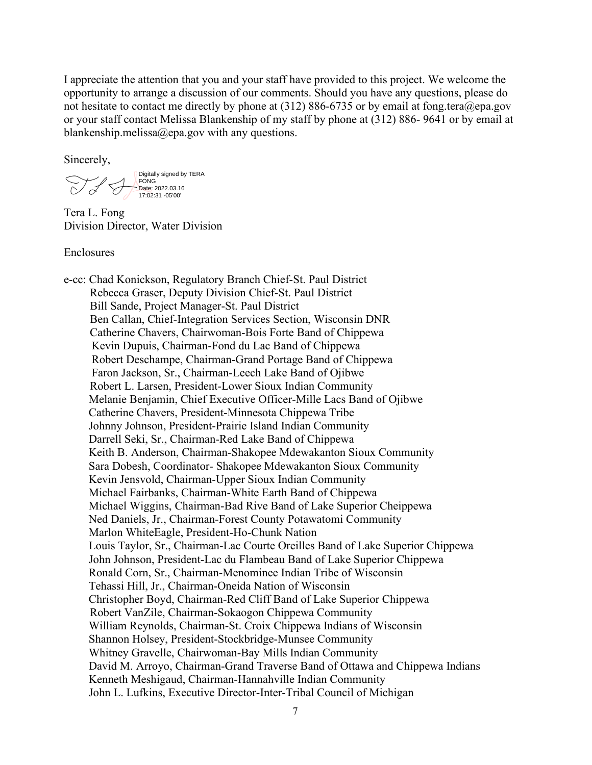I appreciate the attention that you and your staff have provided to this project. We welcome the opportunity to arrange a discussion of our comments. Should you have any questions, please do not hesitate to contact me directly by phone at (312) 886-6735 or by email at fong.tera@epa.gov or your staff contact Melissa Blankenship of my staff by phone at (312) 886- 9641 or by email at blankenship.melissa@epa.gov with any questions.

Sincerely,

Digitally signed by TERA FONG
Date: 2022.03.16 17:02:31 -05'00'

Tera L. Fong
Division Director, Water Division

Enclosures

e-cc: Chad Konickson, Regulatory Branch Chief-St. Paul District
Rebecca Graser, Deputy Division Chief-St. Paul District
Bill Sande, Project Manager-St. Paul District
Ben Callan, Chief-Integration Services Section, Wisconsin DNR
Catherine Chavers, Chairwoman-Bois Forte Band of Chippewa
Kevin Dupuis, Chairman-Fond du Lac Band of Chippewa
Robert Deschampe, Chairman-Grand Portage Band of Chippewa
Faron Jackson, Sr., Chairman-Leech Lake Band of Ojibwe
Robert L. Larsen, President-Lower Sioux Indian Community
Melanie Benjamin, Chief Executive Officer-Mille Lacs Band of Ojibwe
Catherine Chavers, President-Minnesota Chippewa Tribe
Johnny Johnson, President-Prairie Island Indian Community
Darrell Seki, Sr., Chairman-Red Lake Band of Chippewa
Keith B. Anderson, Chairman-Shakopee Mdewakanton Sioux Community
Sara Dobesh, Coordinator- Shakopee Mdewakanton Sioux Community
Kevin Jensvold, Chairman-Upper Sioux Indian Community
Michael Fairbanks, Chairman-White Earth Band of Chippewa
Michael Wiggins, Chairman-Bad Rive Band of Lake Superior Cheippewa
Ned Daniels, Jr., Chairman-Forest County Potawatomi Community
Marlon WhiteEagle, President-Ho-Chunk Nation
Louis Taylor, Sr., Chairman-Lac Courte Oreilles Band of Lake Superior Chippewa
John Johnson, President-Lac du Flambeau Band of Lake Superior Chippewa
Ronald Corn, Sr., Chairman-Menominee Indian Tribe of Wisconsin
Tehassi Hill, Jr., Chairman-Oneida Nation of Wisconsin
Christopher Boyd, Chairman-Red Cliff Band of Lake Superior Chippewa
Robert VanZile, Chairman-Sokaogon Chippewa Community
William Reynolds, Chairman-St. Croix Chippewa Indians of Wisconsin
Shannon Holsey, President-Stockbridge-Munsee Community
Whitney Gravelle, Chairwoman-Bay Mills Indian Community
David M. Arroyo, Chairman-Grand Traverse Band of Ottawa and Chippewa Indians
Kenneth Meshigaud, Chairman-Hannahville Indian Community
John L. Lufkins, Executive Director-Inter-Tribal Council of Michigan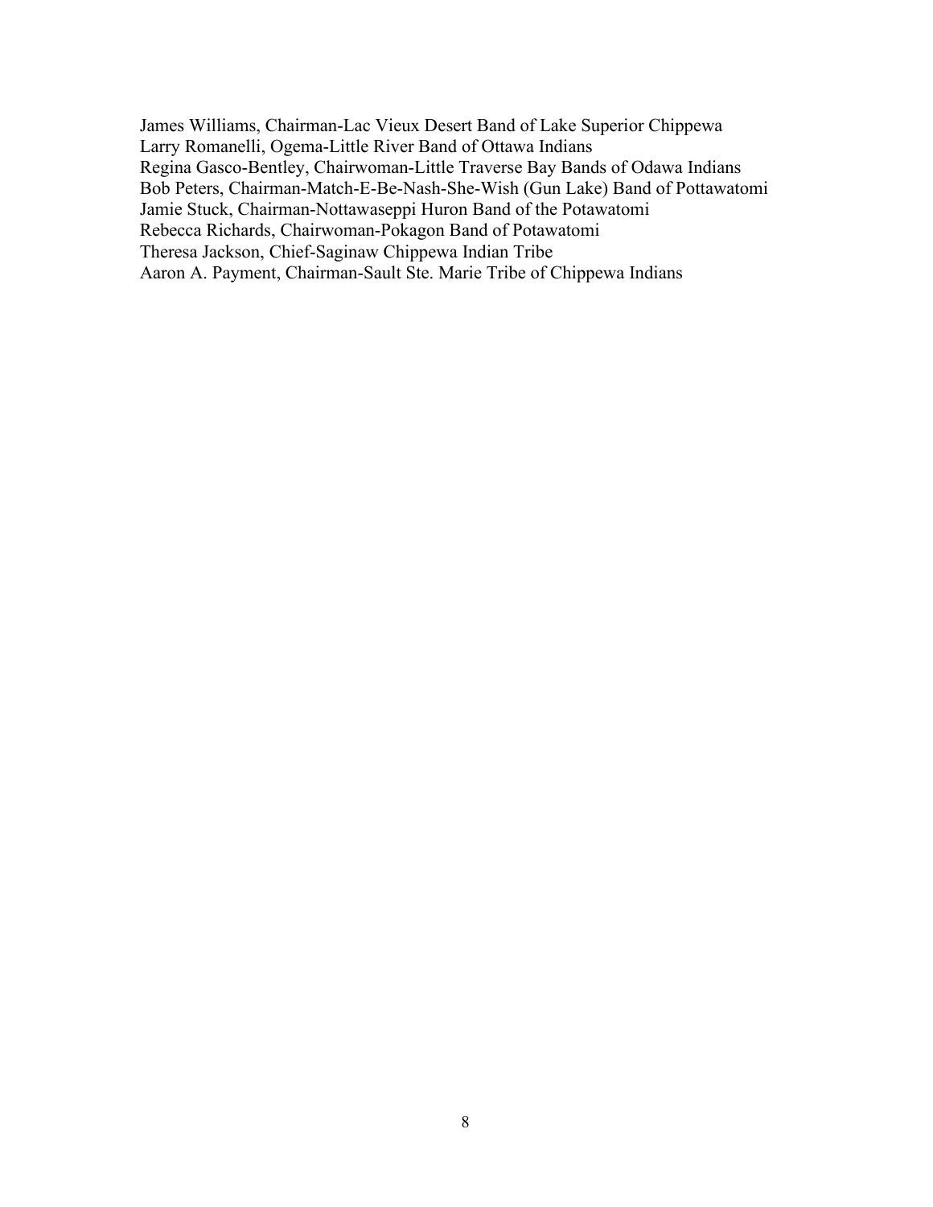James Williams, Chairman-Lac Vieux Desert Band of Lake Superior Chippewa
Larry Romanelli, Ogema-Little River Band of Ottawa Indians
Regina Gasco-Bentley, Chairwoman-Little Traverse Bay Bands of Odawa Indians
Bob Peters, Chairman-Match-E-Be-Nash-She-Wish (Gun Lake) Band of Pottawatomi
Jamie Stuck, Chairman-Nottawaseppi Huron Band of the Potawatomi
Rebecca Richards, Chairwoman-Pokagon Band of Potawatomi
Theresa Jackson, Chief-Saginaw Chippewa Indian Tribe
Aaron A. Payment, Chairman-Sault Ste. Marie Tribe of Chippewa Indians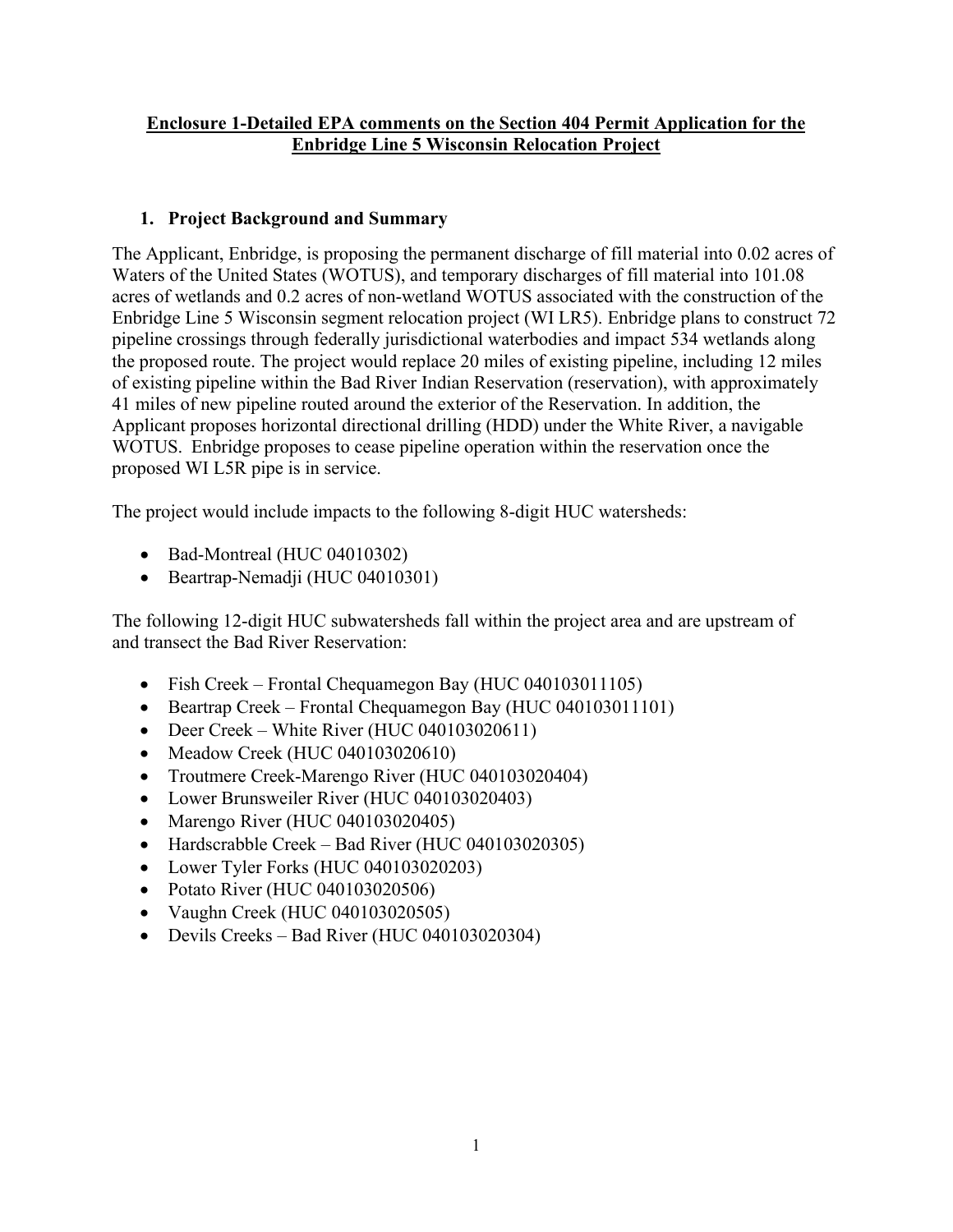**Enclosure 1-Detailed EPA comments on the Section 404 Permit Application for the Enbridge Line 5 Wisconsin Relocation Project**

## 1. Project Background and Summary

The Applicant, Enbridge, is proposing the permanent discharge of fill material into 0.02 acres of Waters of the United States (WOTUS), and temporary discharges of fill material into 101.08 acres of wetlands and 0.2 acres of non-wetland WOTUS associated with the construction of the Enbridge Line 5 Wisconsin segment relocation project (WI LR5). Enbridge plans to construct 72 pipeline crossings through federally jurisdictional waterbodies and impact 534 wetlands along the proposed route. The project would replace 20 miles of existing pipeline, including 12 miles of existing pipeline within the Bad River Indian Reservation (reservation), with approximately 41 miles of new pipeline routed around the exterior of the Reservation. In addition, the Applicant proposes horizontal directional drilling (HDD) under the White River, a navigable WOTUS. Enbridge proposes to cease pipeline operation within the reservation once the proposed WI L5R pipe is in service.

The project would include impacts to the following 8-digit HUC watersheds:

- Bad-Montreal (HUC 04010302)
- Beartrap-Nemadji (HUC 04010301)

The following 12-digit HUC subwatersheds fall within the project area and are upstream of and transect the Bad River Reservation:

- Fish Creek – Frontal Chequamegon Bay (HUC 040103011105)
- Beartrap Creek – Frontal Chequamegon Bay (HUC 040103011101)
- Deer Creek – White River (HUC 040103020611)
- Meadow Creek (HUC 040103020610)
- Troutmere Creek-Marengo River (HUC 040103020404)
- Lower Brunsweiler River (HUC 040103020403)
- Marengo River (HUC 040103020405)
- Hardscrabble Creek – Bad River (HUC 040103020305)
- Lower Tyler Forks (HUC 040103020203)
- Potato River (HUC 040103020506)
- Vaughn Creek (HUC 040103020505)
- Devils Creeks – Bad River (HUC 040103020304)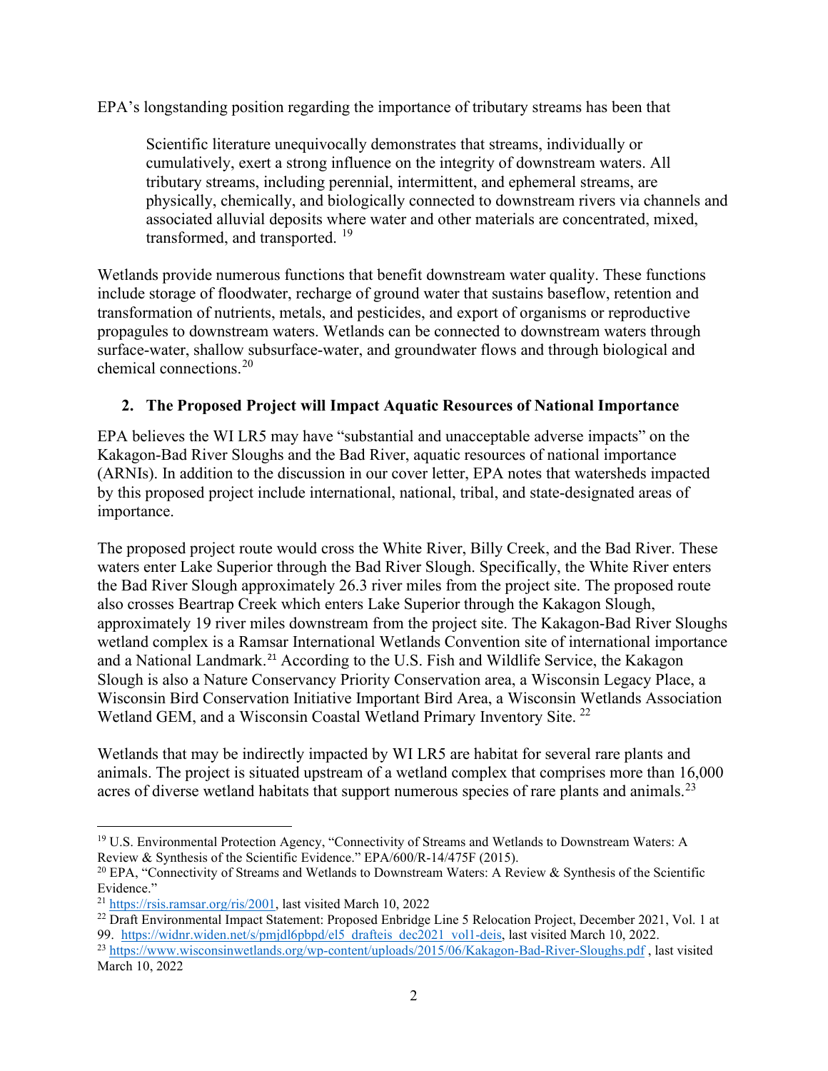EPA's longstanding position regarding the importance of tributary streams has been that

> Scientific literature unequivocally demonstrates that streams, individually or cumulatively, exert a strong influence on the integrity of downstream waters. All tributary streams, including perennial, intermittent, and ephemeral streams, are physically, chemically, and biologically connected to downstream rivers via channels and associated alluvial deposits where water and other materials are concentrated, mixed, transformed, and transported. [19]

Wetlands provide numerous functions that benefit downstream water quality. These functions include storage of floodwater, recharge of ground water that sustains baseflow, retention and transformation of nutrients, metals, and pesticides, and export of organisms or reproductive propagules to downstream waters. Wetlands can be connected to downstream waters through surface-water, shallow subsurface-water, and groundwater flows and through biological and chemical connections.[20]

## 2. The Proposed Project will Impact Aquatic Resources of National Importance

EPA believes the WI LR5 may have "substantial and unacceptable adverse impacts" on the Kakagon-Bad River Sloughs and the Bad River, aquatic resources of national importance (ARNIs). In addition to the discussion in our cover letter, EPA notes that watersheds impacted by this proposed project include international, national, tribal, and state-designated areas of importance.

The proposed project route would cross the White River, Billy Creek, and the Bad River. These waters enter Lake Superior through the Bad River Slough. Specifically, the White River enters the Bad River Slough approximately 26.3 river miles from the project site. The proposed route also crosses Beartrap Creek which enters Lake Superior through the Kakagon Slough, approximately 19 river miles downstream from the project site. The Kakagon-Bad River Sloughs wetland complex is a Ramsar International Wetlands Convention site of international importance and a National Landmark.[21] According to the U.S. Fish and Wildlife Service, the Kakagon Slough is also a Nature Conservancy Priority Conservation area, a Wisconsin Legacy Place, a Wisconsin Bird Conservation Initiative Important Bird Area, a Wisconsin Wetlands Association Wetland GEM, and a Wisconsin Coastal Wetland Primary Inventory Site. [22]

Wetlands that may be indirectly impacted by WI LR5 are habitat for several rare plants and animals. The project is situated upstream of a wetland complex that comprises more than 16,000 acres of diverse wetland habitats that support numerous species of rare plants and animals.[23]

---

[19] U.S. Environmental Protection Agency, "Connectivity of Streams and Wetlands to Downstream Waters: A Review & Synthesis of the Scientific Evidence." EPA/600/R-14/475F (2015).

[20] EPA, "Connectivity of Streams and Wetlands to Downstream Waters: A Review & Synthesis of the Scientific Evidence."

[21] https://rsis.ramsar.org/ris/2001, last visited March 10, 2022

[22] Draft Environmental Impact Statement: Proposed Enbridge Line 5 Relocation Project, December 2021, Vol. 1 at 99. https://widnr.widen.net/s/pmjdl6pbpd/el5_drafteis_dec2021_vol1-deis, last visited March 10, 2022.

[23] https://www.wisconsinwetlands.org/wp-content/uploads/2015/06/Kakagon-Bad-River-Sloughs.pdf , last visited March 10, 2022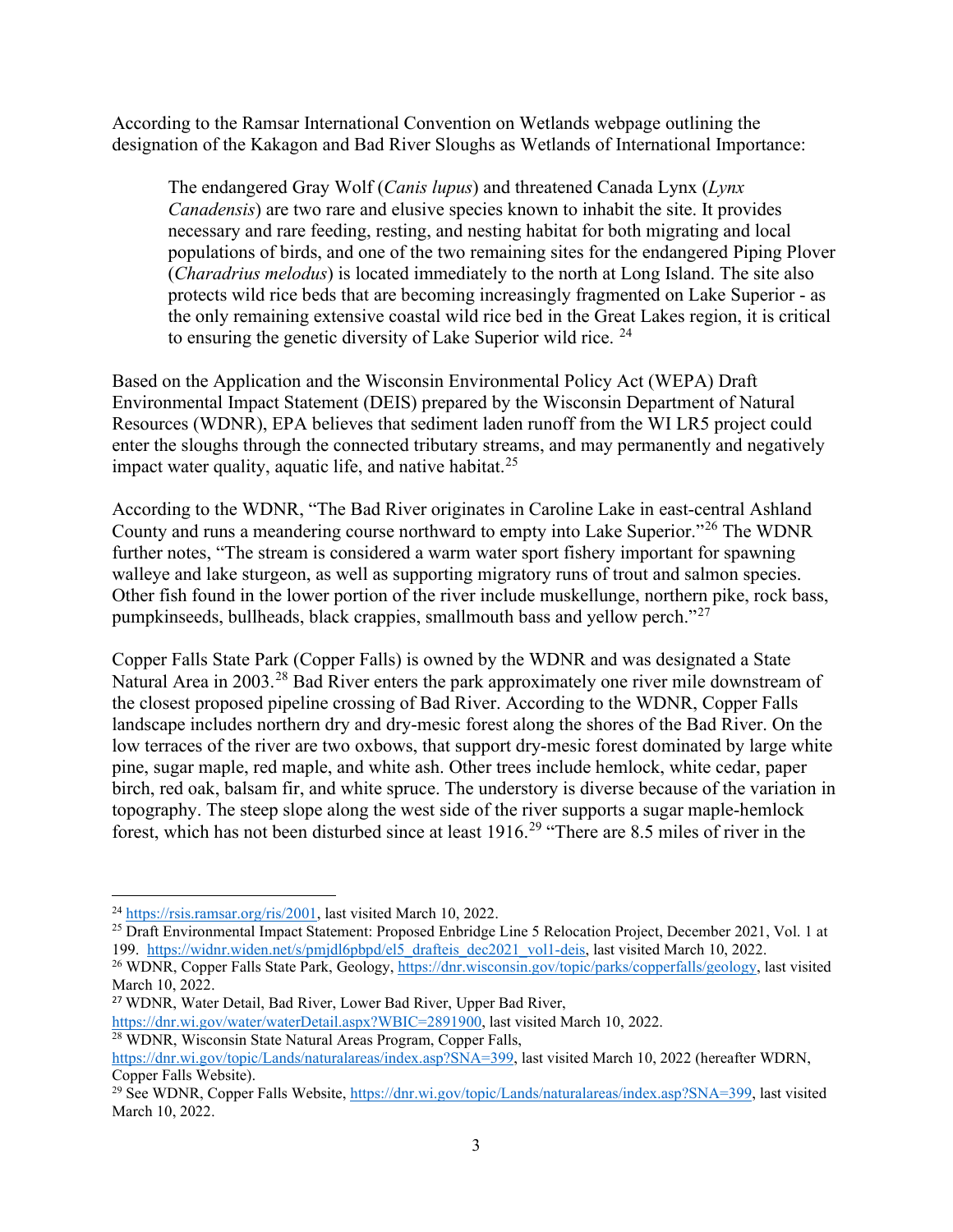According to the Ramsar International Convention on Wetlands webpage outlining the designation of the Kakagon and Bad River Sloughs as Wetlands of International Importance:

> The endangered Gray Wolf (*Canis lupus*) and threatened Canada Lynx (*Lynx Canadensis*) are two rare and elusive species known to inhabit the site. It provides necessary and rare feeding, resting, and nesting habitat for both migrating and local populations of birds, and one of the two remaining sites for the endangered Piping Plover (*Charadrius melodus*) is located immediately to the north at Long Island. The site also protects wild rice beds that are becoming increasingly fragmented on Lake Superior - as the only remaining extensive coastal wild rice bed in the Great Lakes region, it is critical to ensuring the genetic diversity of Lake Superior wild rice. [24]

Based on the Application and the Wisconsin Environmental Policy Act (WEPA) Draft Environmental Impact Statement (DEIS) prepared by the Wisconsin Department of Natural Resources (WDNR), EPA believes that sediment laden runoff from the WI LR5 project could enter the sloughs through the connected tributary streams, and may permanently and negatively impact water quality, aquatic life, and native habitat.[25]

According to the WDNR, "The Bad River originates in Caroline Lake in east-central Ashland County and runs a meandering course northward to empty into Lake Superior."[26] The WDNR further notes, "The stream is considered a warm water sport fishery important for spawning walleye and lake sturgeon, as well as supporting migratory runs of trout and salmon species. Other fish found in the lower portion of the river include muskellunge, northern pike, rock bass, pumpkinseeds, bullheads, black crappies, smallmouth bass and yellow perch."[27]

Copper Falls State Park (Copper Falls) is owned by the WDNR and was designated a State Natural Area in 2003.[28] Bad River enters the park approximately one river mile downstream of the closest proposed pipeline crossing of Bad River. According to the WDNR, Copper Falls landscape includes northern dry and dry-mesic forest along the shores of the Bad River. On the low terraces of the river are two oxbows, that support dry-mesic forest dominated by large white pine, sugar maple, red maple, and white ash. Other trees include hemlock, white cedar, paper birch, red oak, balsam fir, and white spruce. The understory is diverse because of the variation in topography. The steep slope along the west side of the river supports a sugar maple-hemlock forest, which has not been disturbed since at least 1916.[29] "There are 8.5 miles of river in the

---

[24] https://rsis.ramsar.org/ris/2001, last visited March 10, 2022.

[25] Draft Environmental Impact Statement: Proposed Enbridge Line 5 Relocation Project, December 2021, Vol. 1 at 199. https://widnr.widen.net/s/pmjdl6pbpd/el5_drafteis_dec2021_vol1-deis, last visited March 10, 2022.

[26] WDNR, Copper Falls State Park, Geology, https://dnr.wisconsin.gov/topic/parks/copperfalls/geology, last visited March 10, 2022.

[27] WDNR, Water Detail, Bad River, Lower Bad River, Upper Bad River, https://dnr.wi.gov/water/waterDetail.aspx?WBIC=2891900, last visited March 10, 2022.

[28] WDNR, Wisconsin State Natural Areas Program, Copper Falls, https://dnr.wi.gov/topic/Lands/naturalareas/index.asp?SNA=399, last visited March 10, 2022 (hereafter WDRN, Copper Falls Website).

[29] See WDNR, Copper Falls Website, https://dnr.wi.gov/topic/Lands/naturalareas/index.asp?SNA=399, last visited March 10, 2022.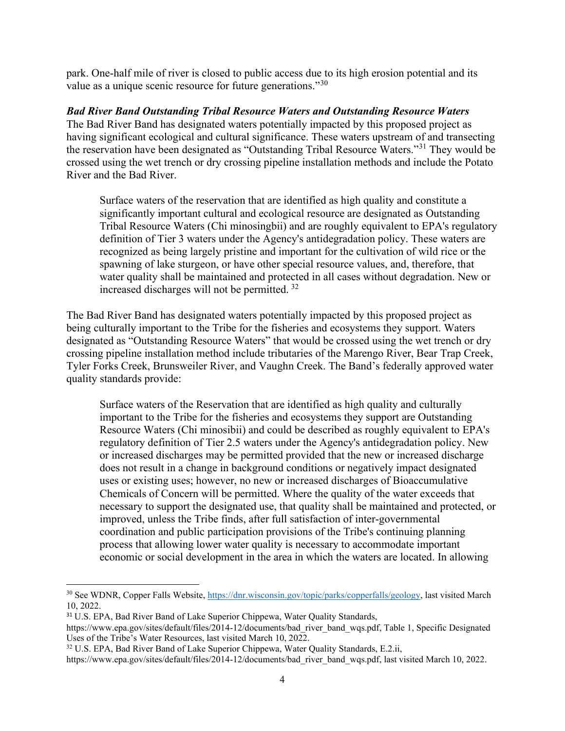park. One-half mile of river is closed to public access due to its high erosion potential and its value as a unique scenic resource for future generations."[30]

***Bad River Band Outstanding Tribal Resource Waters and Outstanding Resource Waters***

The Bad River Band has designated waters potentially impacted by this proposed project as having significant ecological and cultural significance. These waters upstream of and transecting the reservation have been designated as "Outstanding Tribal Resource Waters."[31] They would be crossed using the wet trench or dry crossing pipeline installation methods and include the Potato River and the Bad River.

> Surface waters of the reservation that are identified as high quality and constitute a significantly important cultural and ecological resource are designated as Outstanding Tribal Resource Waters (Chi minosingbii) and are roughly equivalent to EPA's regulatory definition of Tier 3 waters under the Agency's antidegradation policy. These waters are recognized as being largely pristine and important for the cultivation of wild rice or the spawning of lake sturgeon, or have other special resource values, and, therefore, that water quality shall be maintained and protected in all cases without degradation. New or increased discharges will not be permitted. [32]

The Bad River Band has designated waters potentially impacted by this proposed project as being culturally important to the Tribe for the fisheries and ecosystems they support. Waters designated as "Outstanding Resource Waters" that would be crossed using the wet trench or dry crossing pipeline installation method include tributaries of the Marengo River, Bear Trap Creek, Tyler Forks Creek, Brunsweiler River, and Vaughn Creek. The Band's federally approved water quality standards provide:

> Surface waters of the Reservation that are identified as high quality and culturally important to the Tribe for the fisheries and ecosystems they support are Outstanding Resource Waters (Chi minosibii) and could be described as roughly equivalent to EPA's regulatory definition of Tier 2.5 waters under the Agency's antidegradation policy. New or increased discharges may be permitted provided that the new or increased discharge does not result in a change in background conditions or negatively impact designated uses or existing uses; however, no new or increased discharges of Bioaccumulative Chemicals of Concern will be permitted. Where the quality of the water exceeds that necessary to support the designated use, that quality shall be maintained and protected, or improved, unless the Tribe finds, after full satisfaction of inter-governmental coordination and public participation provisions of the Tribe's continuing planning process that allowing lower water quality is necessary to accommodate important economic or social development in the area in which the waters are located. In allowing

---

[30] See WDNR, Copper Falls Website, https://dnr.wisconsin.gov/topic/parks/copperfalls/geology, last visited March 10, 2022.

[31] U.S. EPA, Bad River Band of Lake Superior Chippewa, Water Quality Standards, https://www.epa.gov/sites/default/files/2014-12/documents/bad_river_band_wqs.pdf, Table 1, Specific Designated Uses of the Tribe's Water Resources, last visited March 10, 2022.

[32] U.S. EPA, Bad River Band of Lake Superior Chippewa, Water Quality Standards, E.2.ii, https://www.epa.gov/sites/default/files/2014-12/documents/bad_river_band_wqs.pdf, last visited March 10, 2022.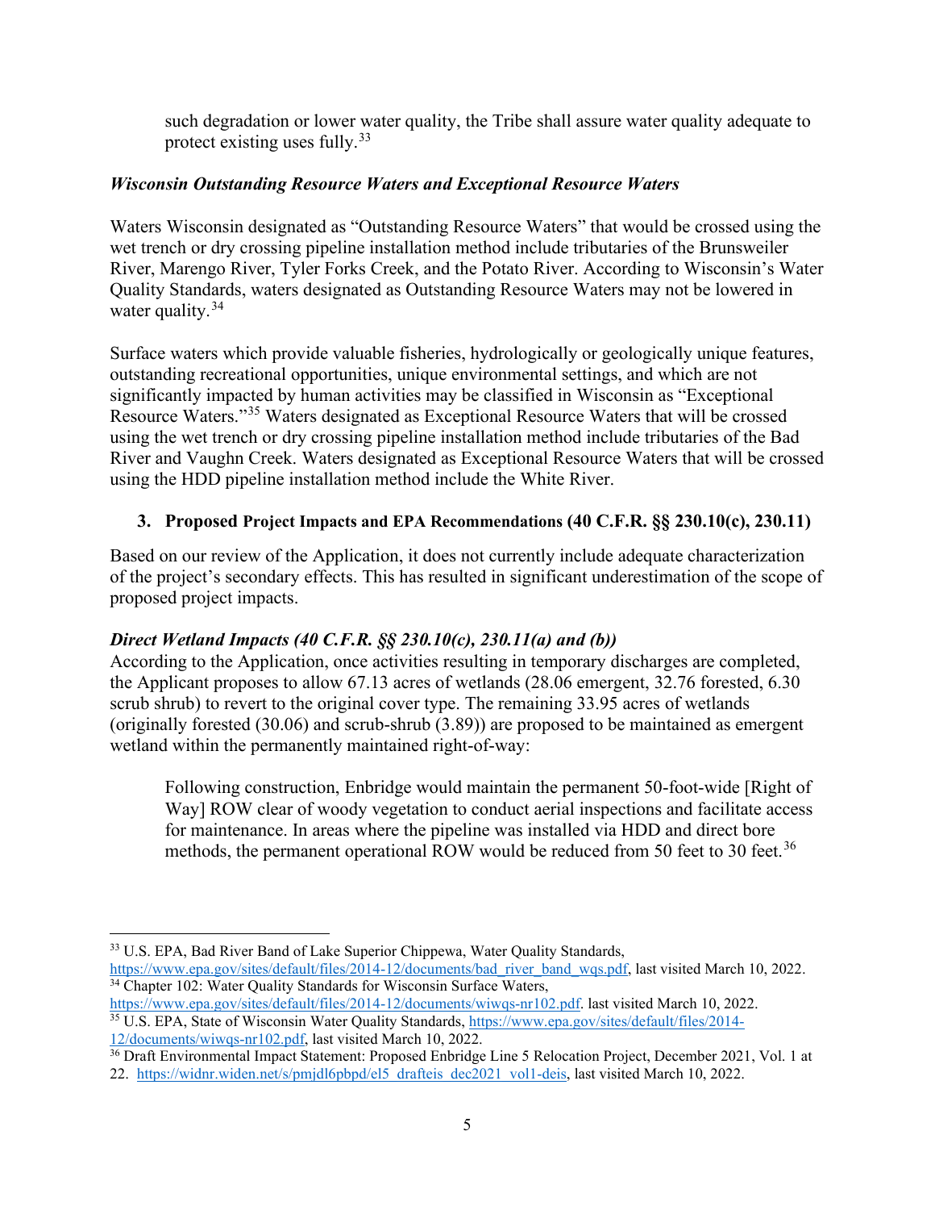> such degradation or lower water quality, the Tribe shall assure water quality adequate to protect existing uses fully.[33]

***Wisconsin Outstanding Resource Waters and Exceptional Resource Waters***

Waters Wisconsin designated as "Outstanding Resource Waters" that would be crossed using the wet trench or dry crossing pipeline installation method include tributaries of the Brunsweiler River, Marengo River, Tyler Forks Creek, and the Potato River. According to Wisconsin's Water Quality Standards, waters designated as Outstanding Resource Waters may not be lowered in water quality.[34]

Surface waters which provide valuable fisheries, hydrologically or geologically unique features, outstanding recreational opportunities, unique environmental settings, and which are not significantly impacted by human activities may be classified in Wisconsin as "Exceptional Resource Waters."[35] Waters designated as Exceptional Resource Waters that will be crossed using the wet trench or dry crossing pipeline installation method include tributaries of the Bad River and Vaughn Creek. Waters designated as Exceptional Resource Waters that will be crossed using the HDD pipeline installation method include the White River.

### 3. Proposed Project Impacts and EPA Recommendations (40 C.F.R. §§ 230.10(c), 230.11)

Based on our review of the Application, it does not currently include adequate characterization of the project's secondary effects. This has resulted in significant underestimation of the scope of proposed project impacts.

***Direct Wetland Impacts (40 C.F.R. §§ 230.10(c), 230.11(a) and (b))***

According to the Application, once activities resulting in temporary discharges are completed, the Applicant proposes to allow 67.13 acres of wetlands (28.06 emergent, 32.76 forested, 6.30 scrub shrub) to revert to the original cover type. The remaining 33.95 acres of wetlands (originally forested (30.06) and scrub-shrub (3.89)) are proposed to be maintained as emergent wetland within the permanently maintained right-of-way:

> Following construction, Enbridge would maintain the permanent 50-foot-wide [Right of Way] ROW clear of woody vegetation to conduct aerial inspections and facilitate access for maintenance. In areas where the pipeline was installed via HDD and direct bore methods, the permanent operational ROW would be reduced from 50 feet to 30 feet.[36]

---

[33] U.S. EPA, Bad River Band of Lake Superior Chippewa, Water Quality Standards, https://www.epa.gov/sites/default/files/2014-12/documents/bad_river_band_wqs.pdf, last visited March 10, 2022.

[34] Chapter 102: Water Quality Standards for Wisconsin Surface Waters, https://www.epa.gov/sites/default/files/2014-12/documents/wiwqs-nr102.pdf. last visited March 10, 2022.

[35] U.S. EPA, State of Wisconsin Water Quality Standards, https://www.epa.gov/sites/default/files/2014-12/documents/wiwqs-nr102.pdf, last visited March 10, 2022.

[36] Draft Environmental Impact Statement: Proposed Enbridge Line 5 Relocation Project, December 2021, Vol. 1 at 22. https://widnr.widen.net/s/pmjdl6pbpd/el5_drafteis_dec2021_vol1-deis, last visited March 10, 2022.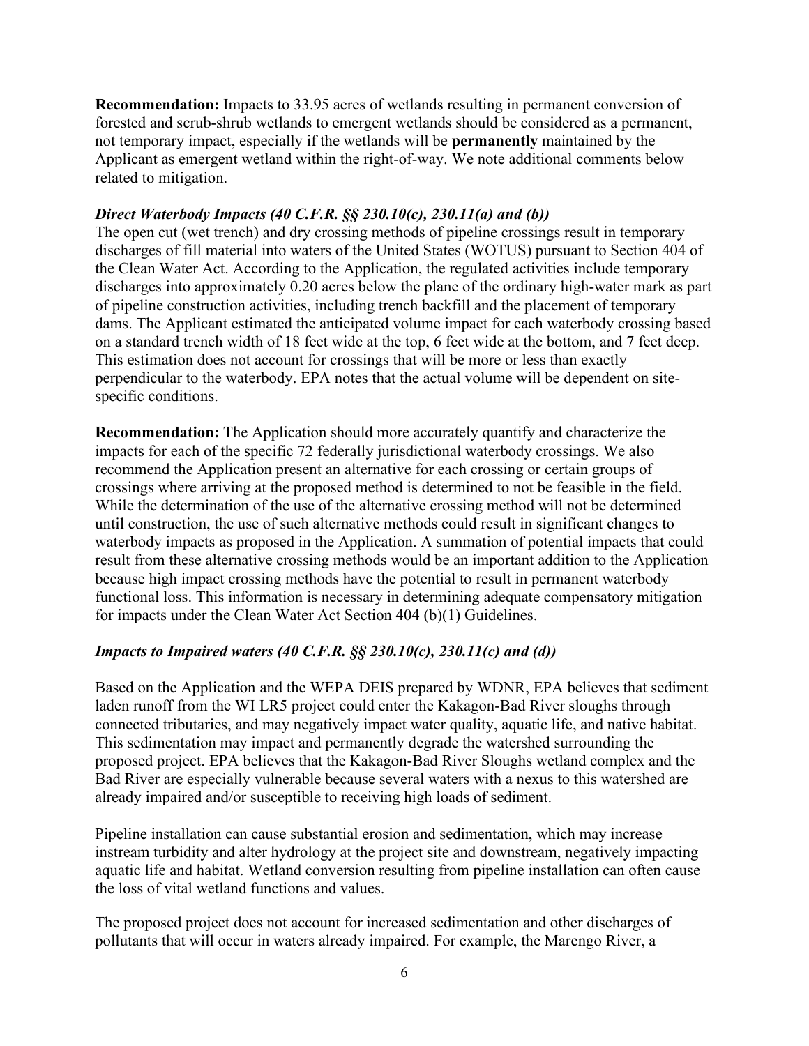**Recommendation:** Impacts to 33.95 acres of wetlands resulting in permanent conversion of forested and scrub-shrub wetlands to emergent wetlands should be considered as a permanent, not temporary impact, especially if the wetlands will be **permanently** maintained by the Applicant as emergent wetland within the right-of-way. We note additional comments below related to mitigation.

***Direct Waterbody Impacts (40 C.F.R. §§ 230.10(c), 230.11(a) and (b))***

The open cut (wet trench) and dry crossing methods of pipeline crossings result in temporary discharges of fill material into waters of the United States (WOTUS) pursuant to Section 404 of the Clean Water Act. According to the Application, the regulated activities include temporary discharges into approximately 0.20 acres below the plane of the ordinary high-water mark as part of pipeline construction activities, including trench backfill and the placement of temporary dams. The Applicant estimated the anticipated volume impact for each waterbody crossing based on a standard trench width of 18 feet wide at the top, 6 feet wide at the bottom, and 7 feet deep. This estimation does not account for crossings that will be more or less than exactly perpendicular to the waterbody. EPA notes that the actual volume will be dependent on site-specific conditions.

**Recommendation:** The Application should more accurately quantify and characterize the impacts for each of the specific 72 federally jurisdictional waterbody crossings. We also recommend the Application present an alternative for each crossing or certain groups of crossings where arriving at the proposed method is determined to not be feasible in the field. While the determination of the use of the alternative crossing method will not be determined until construction, the use of such alternative methods could result in significant changes to waterbody impacts as proposed in the Application. A summation of potential impacts that could result from these alternative crossing methods would be an important addition to the Application because high impact crossing methods have the potential to result in permanent waterbody functional loss. This information is necessary in determining adequate compensatory mitigation for impacts under the Clean Water Act Section 404 (b)(1) Guidelines.

***Impacts to Impaired waters (40 C.F.R. §§ 230.10(c), 230.11(c) and (d))***

Based on the Application and the WEPA DEIS prepared by WDNR, EPA believes that sediment laden runoff from the WI LR5 project could enter the Kakagon-Bad River sloughs through connected tributaries, and may negatively impact water quality, aquatic life, and native habitat. This sedimentation may impact and permanently degrade the watershed surrounding the proposed project. EPA believes that the Kakagon-Bad River Sloughs wetland complex and the Bad River are especially vulnerable because several waters with a nexus to this watershed are already impaired and/or susceptible to receiving high loads of sediment.

Pipeline installation can cause substantial erosion and sedimentation, which may increase instream turbidity and alter hydrology at the project site and downstream, negatively impacting aquatic life and habitat. Wetland conversion resulting from pipeline installation can often cause the loss of vital wetland functions and values.

The proposed project does not account for increased sedimentation and other discharges of pollutants that will occur in waters already impaired. For example, the Marengo River, a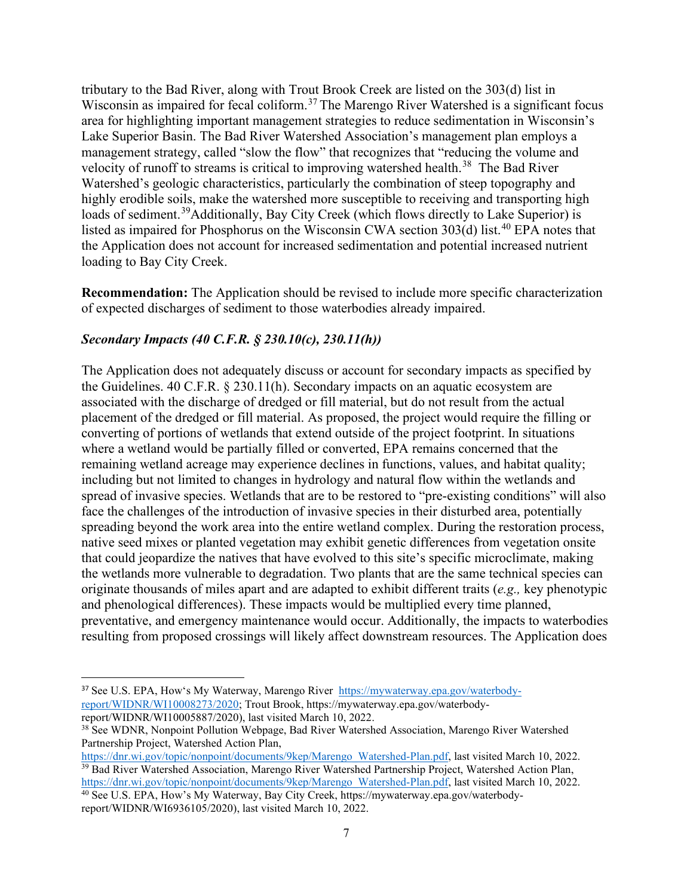tributary to the Bad River, along with Trout Brook Creek are listed on the 303(d) list in Wisconsin as impaired for fecal coliform.[37] The Marengo River Watershed is a significant focus area for highlighting important management strategies to reduce sedimentation in Wisconsin's Lake Superior Basin. The Bad River Watershed Association's management plan employs a management strategy, called "slow the flow" that recognizes that "reducing the volume and velocity of runoff to streams is critical to improving watershed health.[38] The Bad River Watershed's geologic characteristics, particularly the combination of steep topography and highly erodible soils, make the watershed more susceptible to receiving and transporting high loads of sediment.[39]Additionally, Bay City Creek (which flows directly to Lake Superior) is listed as impaired for Phosphorus on the Wisconsin CWA section 303(d) list.[40] EPA notes that the Application does not account for increased sedimentation and potential increased nutrient loading to Bay City Creek.

**Recommendation:** The Application should be revised to include more specific characterization of expected discharges of sediment to those waterbodies already impaired.

### *Secondary Impacts (40 C.F.R. § 230.10(c), 230.11(h))*

The Application does not adequately discuss or account for secondary impacts as specified by the Guidelines. 40 C.F.R. § 230.11(h). Secondary impacts on an aquatic ecosystem are associated with the discharge of dredged or fill material, but do not result from the actual placement of the dredged or fill material. As proposed, the project would require the filling or converting of portions of wetlands that extend outside of the project footprint. In situations where a wetland would be partially filled or converted, EPA remains concerned that the remaining wetland acreage may experience declines in functions, values, and habitat quality; including but not limited to changes in hydrology and natural flow within the wetlands and spread of invasive species. Wetlands that are to be restored to "pre-existing conditions" will also face the challenges of the introduction of invasive species in their disturbed area, potentially spreading beyond the work area into the entire wetland complex. During the restoration process, native seed mixes or planted vegetation may exhibit genetic differences from vegetation onsite that could jeopardize the natives that have evolved to this site's specific microclimate, making the wetlands more vulnerable to degradation. Two plants that are the same technical species can originate thousands of miles apart and are adapted to exhibit different traits (*e.g.,* key phenotypic and phenological differences). These impacts would be multiplied every time planned, preventative, and emergency maintenance would occur. Additionally, the impacts to waterbodies resulting from proposed crossings will likely affect downstream resources. The Application does

---

[37] See U.S. EPA, How's My Waterway, Marengo River https://mywaterway.epa.gov/waterbody-report/WIDNR/WI10008273/2020; Trout Brook, https://mywaterway.epa.gov/waterbody-report/WIDNR/WI10005887/2020), last visited March 10, 2022.

[38] See WDNR, Nonpoint Pollution Webpage, Bad River Watershed Association, Marengo River Watershed Partnership Project, Watershed Action Plan, https://dnr.wi.gov/topic/nonpoint/documents/9kep/Marengo_Watershed-Plan.pdf, last visited March 10, 2022.

[39] Bad River Watershed Association, Marengo River Watershed Partnership Project, Watershed Action Plan, https://dnr.wi.gov/topic/nonpoint/documents/9kep/Marengo_Watershed-Plan.pdf, last visited March 10, 2022.

[40] See U.S. EPA, How's My Waterway, Bay City Creek, https://mywaterway.epa.gov/waterbody-report/WIDNR/WI6936105/2020), last visited March 10, 2022.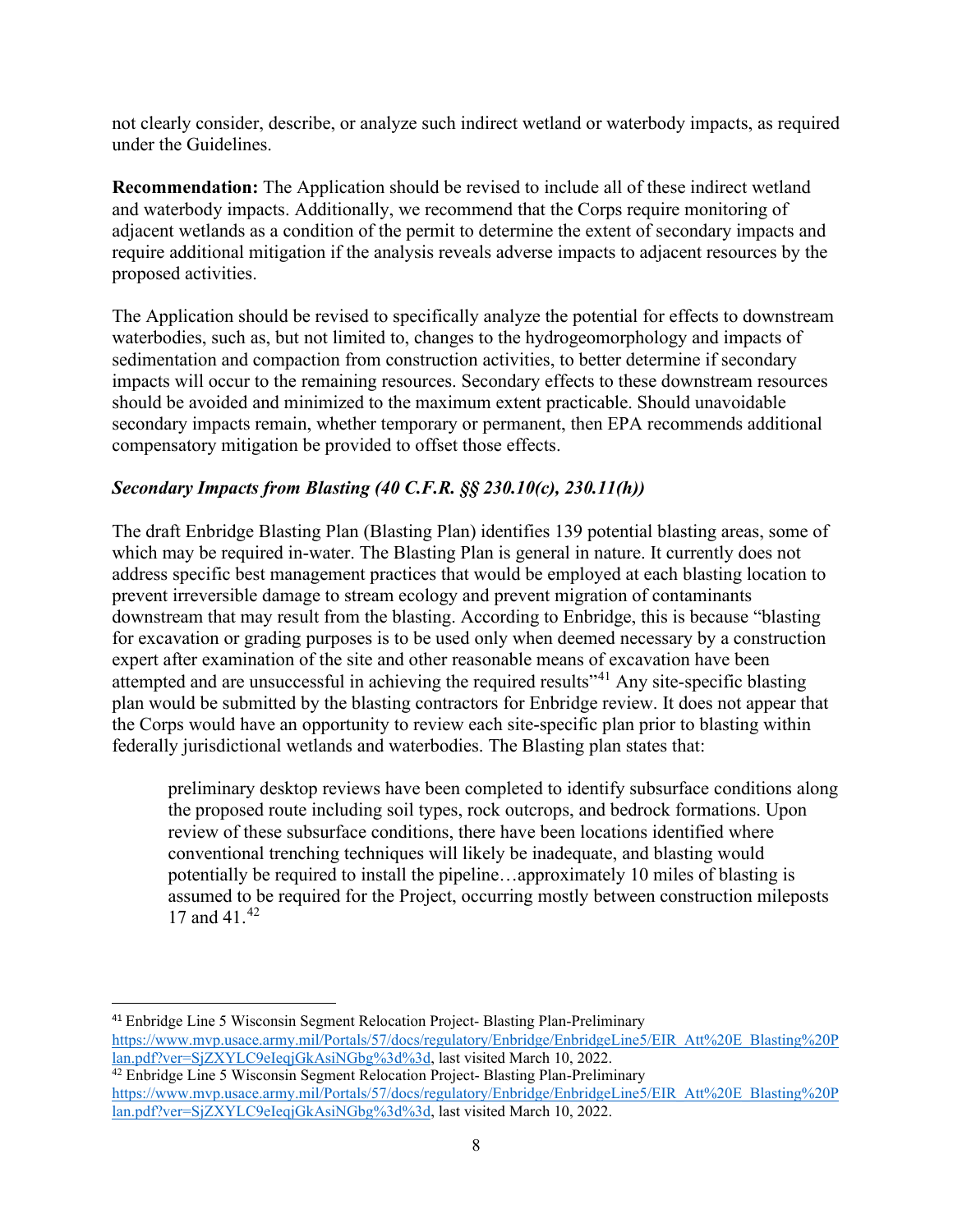not clearly consider, describe, or analyze such indirect wetland or waterbody impacts, as required under the Guidelines.

**Recommendation:** The Application should be revised to include all of these indirect wetland and waterbody impacts. Additionally, we recommend that the Corps require monitoring of adjacent wetlands as a condition of the permit to determine the extent of secondary impacts and require additional mitigation if the analysis reveals adverse impacts to adjacent resources by the proposed activities.

The Application should be revised to specifically analyze the potential for effects to downstream waterbodies, such as, but not limited to, changes to the hydrogeomorphology and impacts of sedimentation and compaction from construction activities, to better determine if secondary impacts will occur to the remaining resources. Secondary effects to these downstream resources should be avoided and minimized to the maximum extent practicable. Should unavoidable secondary impacts remain, whether temporary or permanent, then EPA recommends additional compensatory mitigation be provided to offset those effects.

***Secondary Impacts from Blasting (40 C.F.R. §§ 230.10(c), 230.11(h))***

The draft Enbridge Blasting Plan (Blasting Plan) identifies 139 potential blasting areas, some of which may be required in-water. The Blasting Plan is general in nature. It currently does not address specific best management practices that would be employed at each blasting location to prevent irreversible damage to stream ecology and prevent migration of contaminants downstream that may result from the blasting. According to Enbridge, this is because "blasting for excavation or grading purposes is to be used only when deemed necessary by a construction expert after examination of the site and other reasonable means of excavation have been attempted and are unsuccessful in achieving the required results"[41] Any site-specific blasting plan would be submitted by the blasting contractors for Enbridge review. It does not appear that the Corps would have an opportunity to review each site-specific plan prior to blasting within federally jurisdictional wetlands and waterbodies. The Blasting plan states that:

> preliminary desktop reviews have been completed to identify subsurface conditions along the proposed route including soil types, rock outcrops, and bedrock formations. Upon review of these subsurface conditions, there have been locations identified where conventional trenching techniques will likely be inadequate, and blasting would potentially be required to install the pipeline…approximately 10 miles of blasting is assumed to be required for the Project, occurring mostly between construction mileposts 17 and 41.[42]

---

[41] Enbridge Line 5 Wisconsin Segment Relocation Project- Blasting Plan-Preliminary https://www.mvp.usace.army.mil/Portals/57/docs/regulatory/Enbridge/EnbridgeLine5/EIR_Att%20E_Blasting%20Plan.pdf?ver=SjZXYLC9eIeqjGkAsiNGbg%3d%3d, last visited March 10, 2022.

[42] Enbridge Line 5 Wisconsin Segment Relocation Project- Blasting Plan-Preliminary https://www.mvp.usace.army.mil/Portals/57/docs/regulatory/Enbridge/EnbridgeLine5/EIR_Att%20E_Blasting%20Plan.pdf?ver=SjZXYLC9eIeqjGkAsiNGbg%3d%3d, last visited March 10, 2022.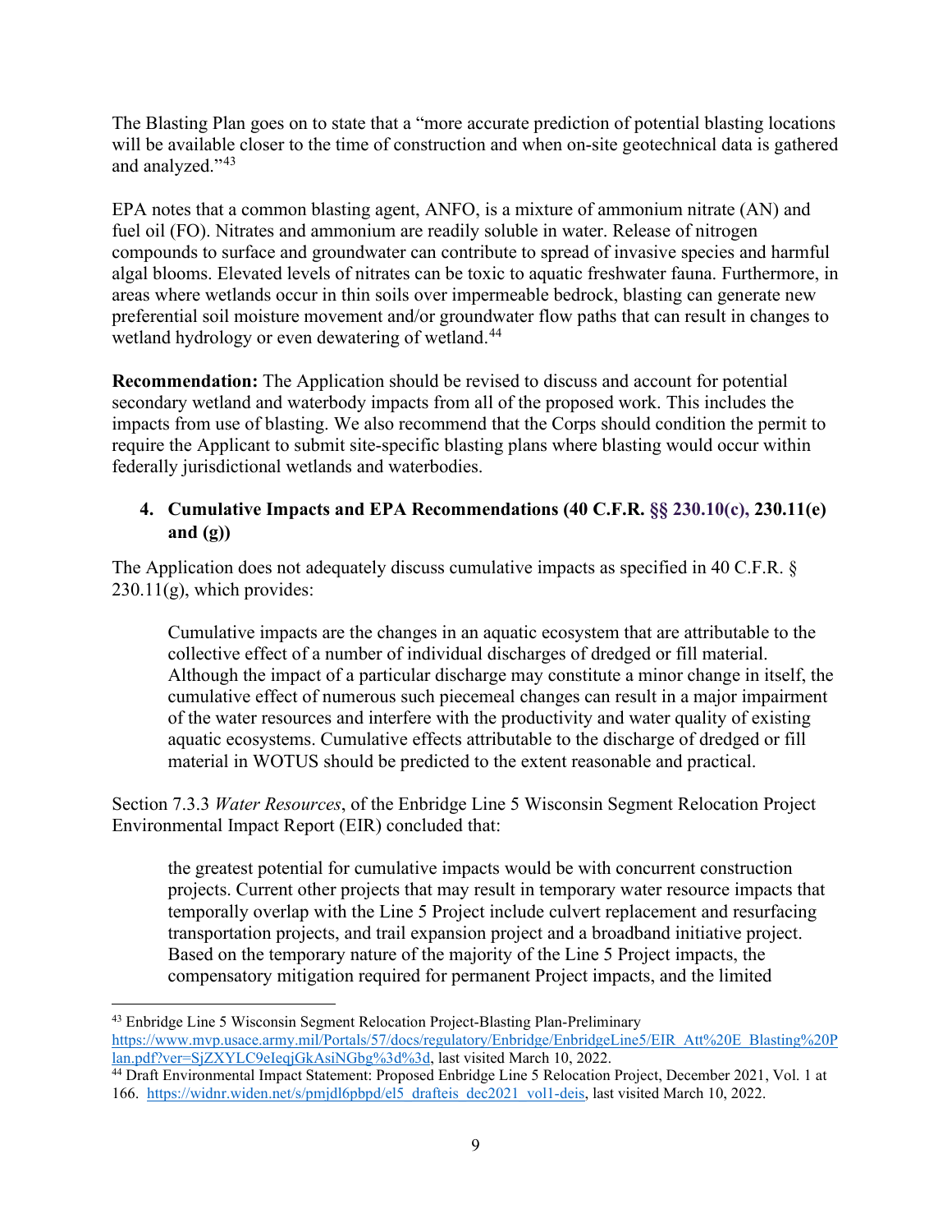The Blasting Plan goes on to state that a "more accurate prediction of potential blasting locations will be available closer to the time of construction and when on-site geotechnical data is gathered and analyzed."[43]

EPA notes that a common blasting agent, ANFO, is a mixture of ammonium nitrate (AN) and fuel oil (FO). Nitrates and ammonium are readily soluble in water. Release of nitrogen compounds to surface and groundwater can contribute to spread of invasive species and harmful algal blooms. Elevated levels of nitrates can be toxic to aquatic freshwater fauna. Furthermore, in areas where wetlands occur in thin soils over impermeable bedrock, blasting can generate new preferential soil moisture movement and/or groundwater flow paths that can result in changes to wetland hydrology or even dewatering of wetland.[44]

**Recommendation:** The Application should be revised to discuss and account for potential secondary wetland and waterbody impacts from all of the proposed work. This includes the impacts from use of blasting. We also recommend that the Corps should condition the permit to require the Applicant to submit site-specific blasting plans where blasting would occur within federally jurisdictional wetlands and waterbodies.

### 4. Cumulative Impacts and EPA Recommendations (40 C.F.R. §§ 230.10(c), 230.11(e) and (g))

The Application does not adequately discuss cumulative impacts as specified in 40 C.F.R. § 230.11(g), which provides:

> Cumulative impacts are the changes in an aquatic ecosystem that are attributable to the collective effect of a number of individual discharges of dredged or fill material. Although the impact of a particular discharge may constitute a minor change in itself, the cumulative effect of numerous such piecemeal changes can result in a major impairment of the water resources and interfere with the productivity and water quality of existing aquatic ecosystems. Cumulative effects attributable to the discharge of dredged or fill material in WOTUS should be predicted to the extent reasonable and practical.

Section 7.3.3 *Water Resources*, of the Enbridge Line 5 Wisconsin Segment Relocation Project Environmental Impact Report (EIR) concluded that:

> the greatest potential for cumulative impacts would be with concurrent construction projects. Current other projects that may result in temporary water resource impacts that temporally overlap with the Line 5 Project include culvert replacement and resurfacing transportation projects, and trail expansion project and a broadband initiative project. Based on the temporary nature of the majority of the Line 5 Project impacts, the compensatory mitigation required for permanent Project impacts, and the limited

---

[43] Enbridge Line 5 Wisconsin Segment Relocation Project-Blasting Plan-Preliminary https://www.mvp.usace.army.mil/Portals/57/docs/regulatory/Enbridge/EnbridgeLine5/EIR_Att%20E_Blasting%20Plan.pdf?ver=SjZXYLC9eIeqjGkAsiNGbg%3d%3d, last visited March 10, 2022.

[44] Draft Environmental Impact Statement: Proposed Enbridge Line 5 Relocation Project, December 2021, Vol. 1 at 166. https://widnr.widen.net/s/pmjdl6pbpd/el5_drafteis_dec2021_vol1-deis, last visited March 10, 2022.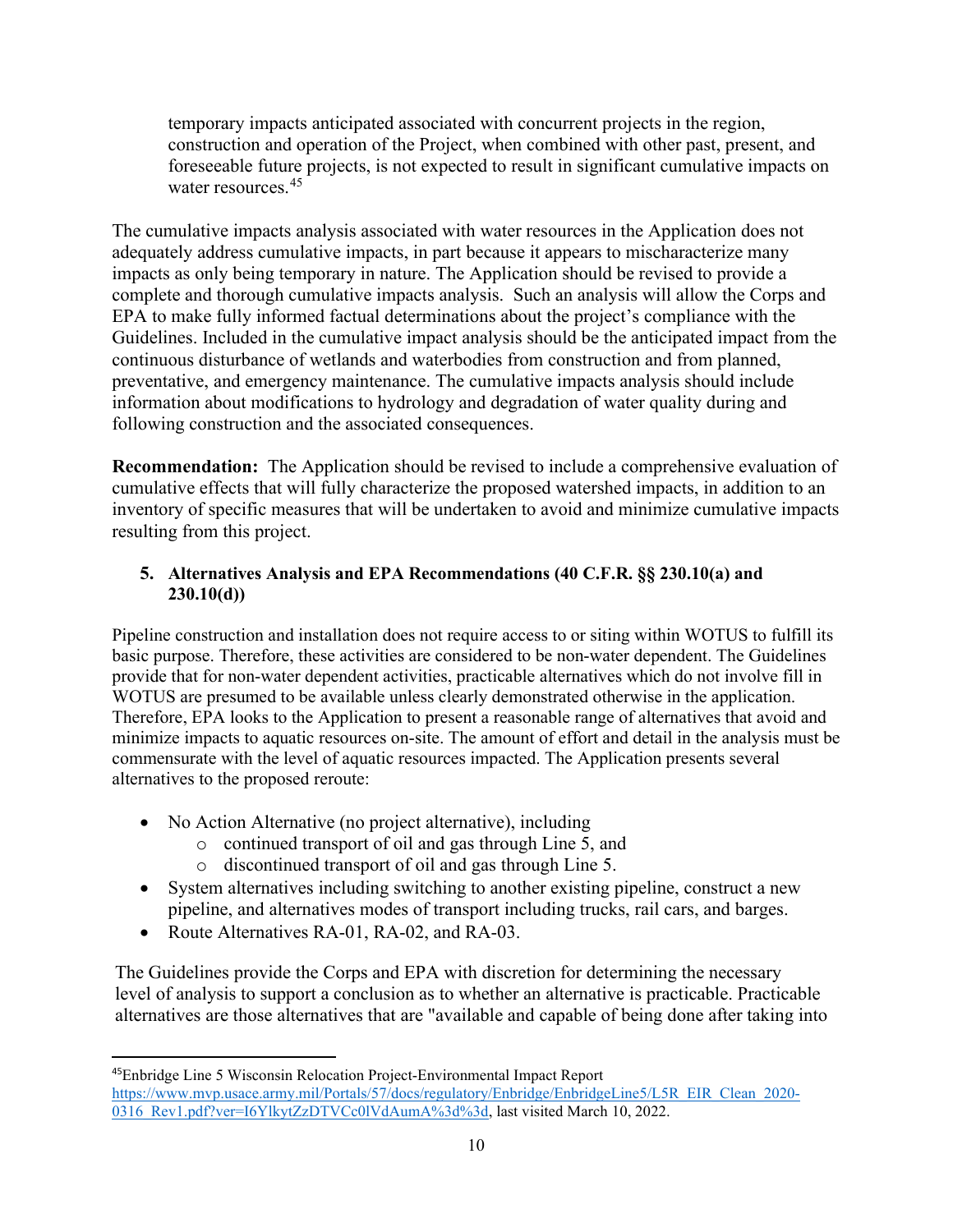temporary impacts anticipated associated with concurrent projects in the region, construction and operation of the Project, when combined with other past, present, and foreseeable future projects, is not expected to result in significant cumulative impacts on water resources.[45]

The cumulative impacts analysis associated with water resources in the Application does not adequately address cumulative impacts, in part because it appears to mischaracterize many impacts as only being temporary in nature. The Application should be revised to provide a complete and thorough cumulative impacts analysis. Such an analysis will allow the Corps and EPA to make fully informed factual determinations about the project's compliance with the Guidelines. Included in the cumulative impact analysis should be the anticipated impact from the continuous disturbance of wetlands and waterbodies from construction and from planned, preventative, and emergency maintenance. The cumulative impacts analysis should include information about modifications to hydrology and degradation of water quality during and following construction and the associated consequences.

**Recommendation:** The Application should be revised to include a comprehensive evaluation of cumulative effects that will fully characterize the proposed watershed impacts, in addition to an inventory of specific measures that will be undertaken to avoid and minimize cumulative impacts resulting from this project.

### 5. Alternatives Analysis and EPA Recommendations (40 C.F.R. §§ 230.10(a) and 230.10(d))

Pipeline construction and installation does not require access to or siting within WOTUS to fulfill its basic purpose. Therefore, these activities are considered to be non-water dependent. The Guidelines provide that for non-water dependent activities, practicable alternatives which do not involve fill in WOTUS are presumed to be available unless clearly demonstrated otherwise in the application. Therefore, EPA looks to the Application to present a reasonable range of alternatives that avoid and minimize impacts to aquatic resources on-site. The amount of effort and detail in the analysis must be commensurate with the level of aquatic resources impacted. The Application presents several alternatives to the proposed reroute:

- No Action Alternative (no project alternative), including
  - continued transport of oil and gas through Line 5, and
  - discontinued transport of oil and gas through Line 5.
- System alternatives including switching to another existing pipeline, construct a new pipeline, and alternatives modes of transport including trucks, rail cars, and barges.
- Route Alternatives RA-01, RA-02, and RA-03.

The Guidelines provide the Corps and EPA with discretion for determining the necessary level of analysis to support a conclusion as to whether an alternative is practicable. Practicable alternatives are those alternatives that are "available and capable of being done after taking into

---

[45] Enbridge Line 5 Wisconsin Relocation Project-Environmental Impact Report https://www.mvp.usace.army.mil/Portals/57/docs/regulatory/Enbridge/EnbridgeLine5/L5R_EIR_Clean_2020-0316_Rev1.pdf?ver=I6YlkytZzDTVCc0lVdAumA%3d%3d, last visited March 10, 2022.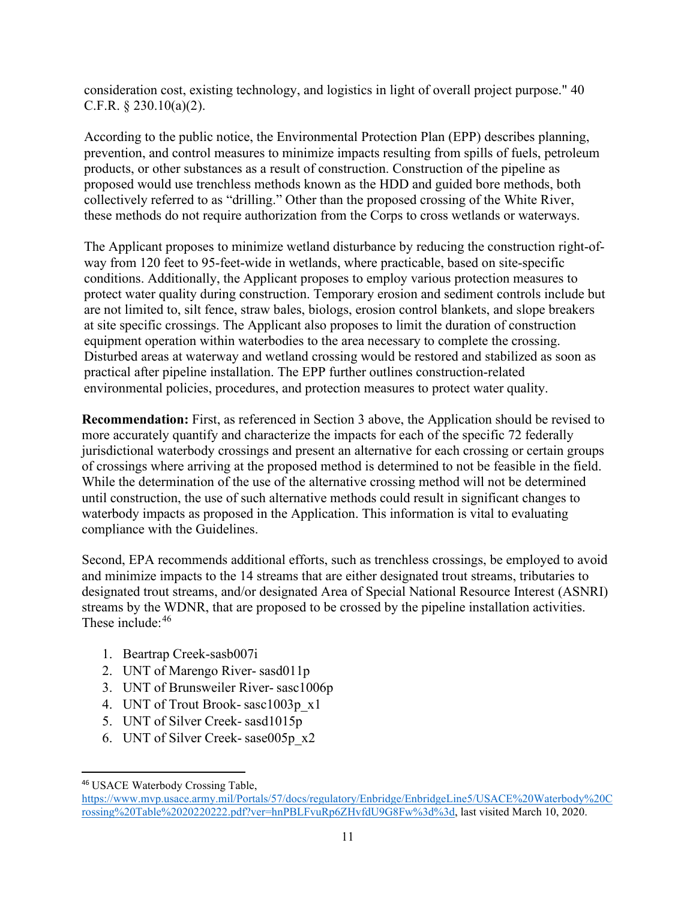consideration cost, existing technology, and logistics in light of overall project purpose." 40 C.F.R. § 230.10(a)(2).

According to the public notice, the Environmental Protection Plan (EPP) describes planning, prevention, and control measures to minimize impacts resulting from spills of fuels, petroleum products, or other substances as a result of construction. Construction of the pipeline as proposed would use trenchless methods known as the HDD and guided bore methods, both collectively referred to as "drilling." Other than the proposed crossing of the White River, these methods do not require authorization from the Corps to cross wetlands or waterways.

The Applicant proposes to minimize wetland disturbance by reducing the construction right-of-way from 120 feet to 95-feet-wide in wetlands, where practicable, based on site-specific conditions. Additionally, the Applicant proposes to employ various protection measures to protect water quality during construction. Temporary erosion and sediment controls include but are not limited to, silt fence, straw bales, biologs, erosion control blankets, and slope breakers at site specific crossings. The Applicant also proposes to limit the duration of construction equipment operation within waterbodies to the area necessary to complete the crossing. Disturbed areas at waterway and wetland crossing would be restored and stabilized as soon as practical after pipeline installation. The EPP further outlines construction-related environmental policies, procedures, and protection measures to protect water quality.

**Recommendation:** First, as referenced in Section 3 above, the Application should be revised to more accurately quantify and characterize the impacts for each of the specific 72 federally jurisdictional waterbody crossings and present an alternative for each crossing or certain groups of crossings where arriving at the proposed method is determined to not be feasible in the field. While the determination of the use of the alternative crossing method will not be determined until construction, the use of such alternative methods could result in significant changes to waterbody impacts as proposed in the Application. This information is vital to evaluating compliance with the Guidelines.

Second, EPA recommends additional efforts, such as trenchless crossings, be employed to avoid and minimize impacts to the 14 streams that are either designated trout streams, tributaries to designated trout streams, and/or designated Area of Special National Resource Interest (ASNRI) streams by the WDNR, that are proposed to be crossed by the pipeline installation activities. These include:[46]

1. Beartrap Creek-sasb007i
2. UNT of Marengo River- sasd011p
3. UNT of Brunsweiler River- sasc1006p
4. UNT of Trout Brook- sasc1003p_x1
5. UNT of Silver Creek- sasd1015p
6. UNT of Silver Creek- sase005p_x2

---

[46] USACE Waterbody Crossing Table, https://www.mvp.usace.army.mil/Portals/57/docs/regulatory/Enbridge/EnbridgeLine5/USACE%20Waterbody%20Crossing%20Table%2020220222.pdf?ver=hnPBLFvuRp6ZHvfdU9G8Fw%3d%3d, last visited March 10, 2020.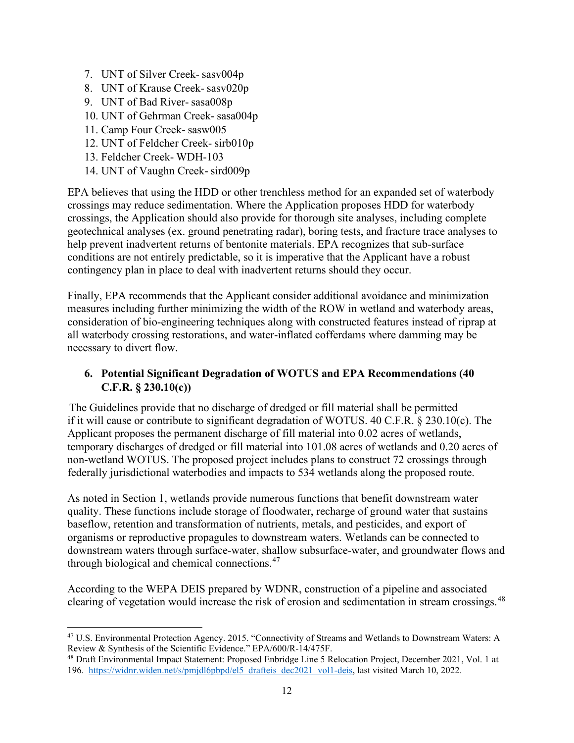7. UNT of Silver Creek- sasv004p
8. UNT of Krause Creek- sasv020p
9. UNT of Bad River- sasa008p
10. UNT of Gehrman Creek- sasa004p
11. Camp Four Creek- sasw005
12. UNT of Feldcher Creek- sirb010p
13. Feldcher Creek- WDH-103
14. UNT of Vaughn Creek- sird009p

EPA believes that using the HDD or other trenchless method for an expanded set of waterbody crossings may reduce sedimentation. Where the Application proposes HDD for waterbody crossings, the Application should also provide for thorough site analyses, including complete geotechnical analyses (ex. ground penetrating radar), boring tests, and fracture trace analyses to help prevent inadvertent returns of bentonite materials. EPA recognizes that sub-surface conditions are not entirely predictable, so it is imperative that the Applicant have a robust contingency plan in place to deal with inadvertent returns should they occur.

Finally, EPA recommends that the Applicant consider additional avoidance and minimization measures including further minimizing the width of the ROW in wetland and waterbody areas, consideration of bio-engineering techniques along with constructed features instead of riprap at all waterbody crossing restorations, and water-inflated cofferdams where damming may be necessary to divert flow.

### 6. Potential Significant Degradation of WOTUS and EPA Recommendations (40 C.F.R. § 230.10(c))

The Guidelines provide that no discharge of dredged or fill material shall be permitted if it will cause or contribute to significant degradation of WOTUS. 40 C.F.R. § 230.10(c). The Applicant proposes the permanent discharge of fill material into 0.02 acres of wetlands, temporary discharges of dredged or fill material into 101.08 acres of wetlands and 0.20 acres of non-wetland WOTUS. The proposed project includes plans to construct 72 crossings through federally jurisdictional waterbodies and impacts to 534 wetlands along the proposed route.

As noted in Section 1, wetlands provide numerous functions that benefit downstream water quality. These functions include storage of floodwater, recharge of ground water that sustains baseflow, retention and transformation of nutrients, metals, and pesticides, and export of organisms or reproductive propagules to downstream waters. Wetlands can be connected to downstream waters through surface-water, shallow subsurface-water, and groundwater flows and through biological and chemical connections.[47]

According to the WEPA DEIS prepared by WDNR, construction of a pipeline and associated clearing of vegetation would increase the risk of erosion and sedimentation in stream crossings.[48]

[47] U.S. Environmental Protection Agency. 2015. "Connectivity of Streams and Wetlands to Downstream Waters: A Review & Synthesis of the Scientific Evidence." EPA/600/R-14/475F.

[48] Draft Environmental Impact Statement: Proposed Enbridge Line 5 Relocation Project, December 2021, Vol. 1 at 196. https://widnr.widen.net/s/pmjdl6pbpd/el5_drafteis_dec2021_vol1-deis, last visited March 10, 2022.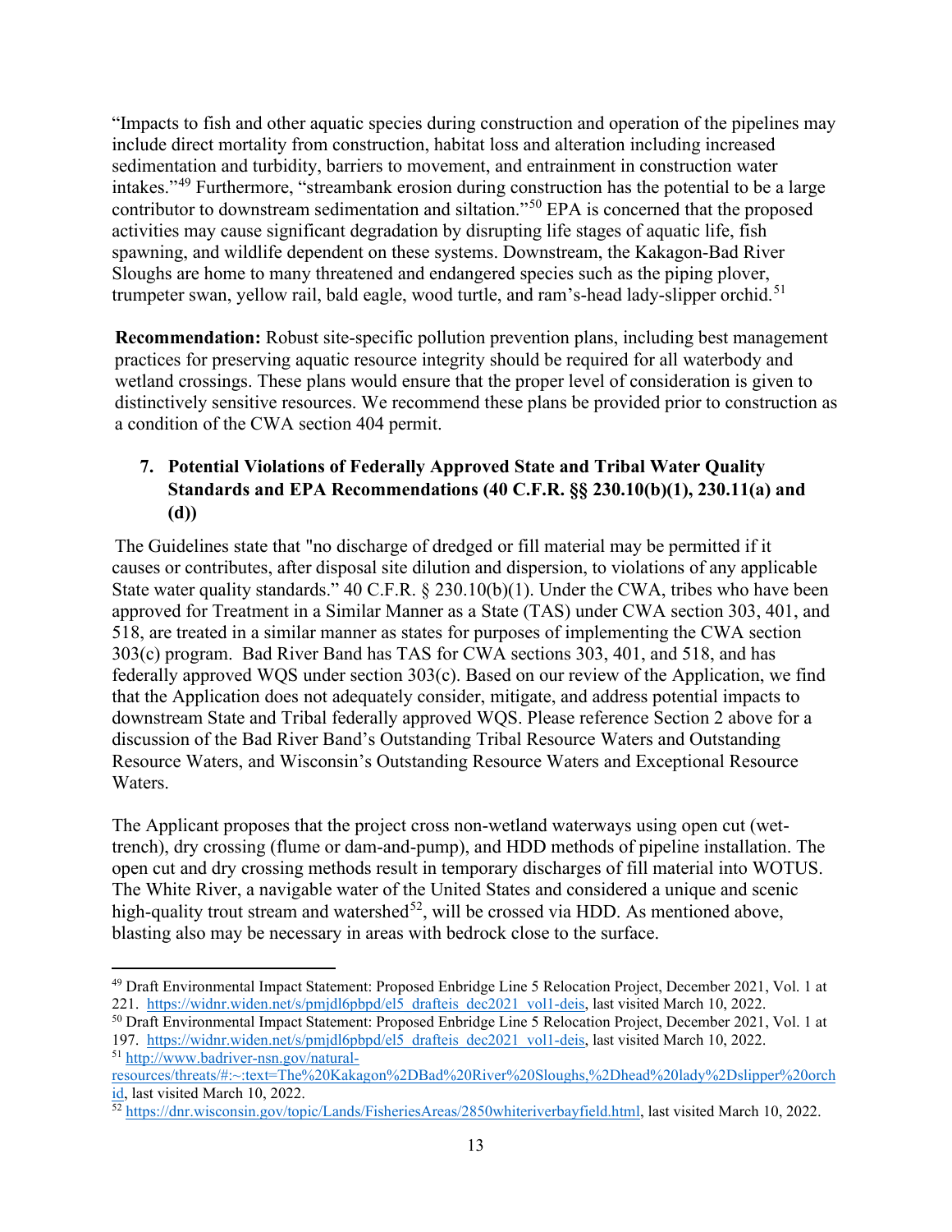"Impacts to fish and other aquatic species during construction and operation of the pipelines may include direct mortality from construction, habitat loss and alteration including increased sedimentation and turbidity, barriers to movement, and entrainment in construction water intakes."[49] Furthermore, "streambank erosion during construction has the potential to be a large contributor to downstream sedimentation and siltation."[50] EPA is concerned that the proposed activities may cause significant degradation by disrupting life stages of aquatic life, fish spawning, and wildlife dependent on these systems. Downstream, the Kakagon-Bad River Sloughs are home to many threatened and endangered species such as the piping plover, trumpeter swan, yellow rail, bald eagle, wood turtle, and ram's-head lady-slipper orchid.[51]

**Recommendation:** Robust site-specific pollution prevention plans, including best management practices for preserving aquatic resource integrity should be required for all waterbody and wetland crossings. These plans would ensure that the proper level of consideration is given to distinctively sensitive resources. We recommend these plans be provided prior to construction as a condition of the CWA section 404 permit.

### 7. Potential Violations of Federally Approved State and Tribal Water Quality Standards and EPA Recommendations (40 C.F.R. §§ 230.10(b)(1), 230.11(a) and (d))

The Guidelines state that "no discharge of dredged or fill material may be permitted if it causes or contributes, after disposal site dilution and dispersion, to violations of any applicable State water quality standards." 40 C.F.R. § 230.10(b)(1). Under the CWA, tribes who have been approved for Treatment in a Similar Manner as a State (TAS) under CWA section 303, 401, and 518, are treated in a similar manner as states for purposes of implementing the CWA section 303(c) program. Bad River Band has TAS for CWA sections 303, 401, and 518, and has federally approved WQS under section 303(c). Based on our review of the Application, we find that the Application does not adequately consider, mitigate, and address potential impacts to downstream State and Tribal federally approved WQS. Please reference Section 2 above for a discussion of the Bad River Band's Outstanding Tribal Resource Waters and Outstanding Resource Waters, and Wisconsin's Outstanding Resource Waters and Exceptional Resource Waters.

The Applicant proposes that the project cross non-wetland waterways using open cut (wet-trench), dry crossing (flume or dam-and-pump), and HDD methods of pipeline installation. The open cut and dry crossing methods result in temporary discharges of fill material into WOTUS. The White River, a navigable water of the United States and considered a unique and scenic high-quality trout stream and watershed[52], will be crossed via HDD. As mentioned above, blasting also may be necessary in areas with bedrock close to the surface.

---

[49] Draft Environmental Impact Statement: Proposed Enbridge Line 5 Relocation Project, December 2021, Vol. 1 at 221. https://widnr.widen.net/s/pmjdl6pbpd/el5_drafteis_dec2021_vol1-deis, last visited March 10, 2022.

[50] Draft Environmental Impact Statement: Proposed Enbridge Line 5 Relocation Project, December 2021, Vol. 1 at 197. https://widnr.widen.net/s/pmjdl6pbpd/el5_drafteis_dec2021_vol1-deis, last visited March 10, 2022.

[51] http://www.badriver-nsn.gov/natural-resources/threats/#:~:text=The%20Kakagon%2DBad%20River%20Sloughs,%2Dhead%20lady%2Dslipper%20orchid, last visited March 10, 2022.

[52] https://dnr.wisconsin.gov/topic/Lands/FisheriesAreas/2850whiteriverbayfield.html, last visited March 10, 2022.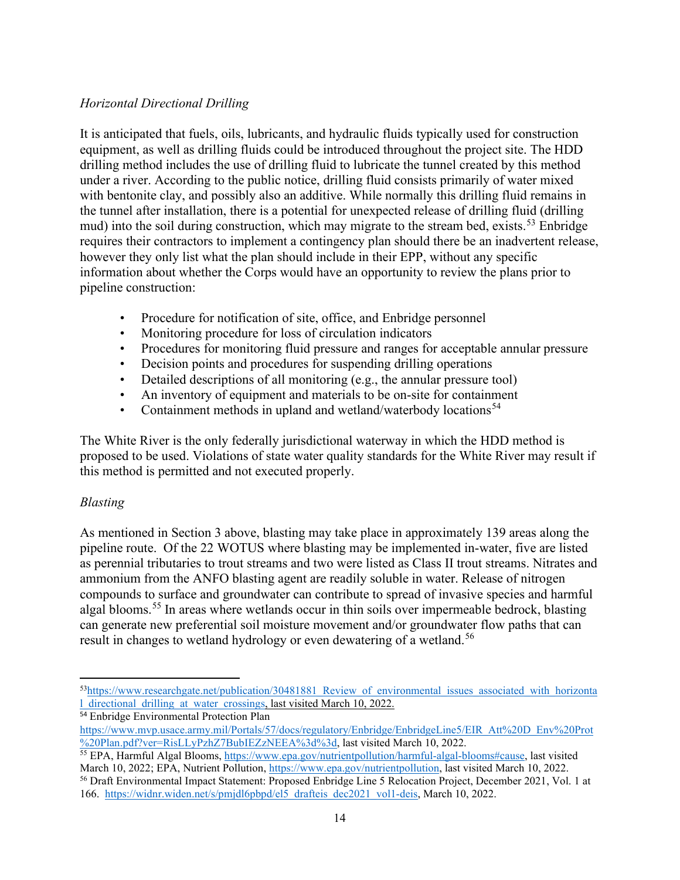*Horizontal Directional Drilling*

It is anticipated that fuels, oils, lubricants, and hydraulic fluids typically used for construction equipment, as well as drilling fluids could be introduced throughout the project site. The HDD drilling method includes the use of drilling fluid to lubricate the tunnel created by this method under a river. According to the public notice, drilling fluid consists primarily of water mixed with bentonite clay, and possibly also an additive. While normally this drilling fluid remains in the tunnel after installation, there is a potential for unexpected release of drilling fluid (drilling mud) into the soil during construction, which may migrate to the stream bed, exists.[53] Enbridge requires their contractors to implement a contingency plan should there be an inadvertent release, however they only list what the plan should include in their EPP, without any specific information about whether the Corps would have an opportunity to review the plans prior to pipeline construction:

- Procedure for notification of site, office, and Enbridge personnel
- Monitoring procedure for loss of circulation indicators
- Procedures for monitoring fluid pressure and ranges for acceptable annular pressure
- Decision points and procedures for suspending drilling operations
- Detailed descriptions of all monitoring (e.g., the annular pressure tool)
- An inventory of equipment and materials to be on-site for containment
- Containment methods in upland and wetland/waterbody locations[54]

The White River is the only federally jurisdictional waterway in which the HDD method is proposed to be used. Violations of state water quality standards for the White River may result if this method is permitted and not executed properly.

*Blasting*

As mentioned in Section 3 above, blasting may take place in approximately 139 areas along the pipeline route. Of the 22 WOTUS where blasting may be implemented in-water, five are listed as perennial tributaries to trout streams and two were listed as Class II trout streams. Nitrates and ammonium from the ANFO blasting agent are readily soluble in water. Release of nitrogen compounds to surface and groundwater can contribute to spread of invasive species and harmful algal blooms.[55] In areas where wetlands occur in thin soils over impermeable bedrock, blasting can generate new preferential soil moisture movement and/or groundwater flow paths that can result in changes to wetland hydrology or even dewatering of a wetland.[56]

---

[53] https://www.researchgate.net/publication/30481881_Review_of_environmental_issues_associated_with_horizontal_directional_drilling_at_water_crossings, last visited March 10, 2022.

[54] Enbridge Environmental Protection Plan https://www.mvp.usace.army.mil/Portals/57/docs/regulatory/Enbridge/EnbridgeLine5/EIR_Att%20D_Env%20Prot%20Plan.pdf?ver=RisLLyPzhZ7BubIEZzNEEA%3d%3d, last visited March 10, 2022.

[55] EPA, Harmful Algal Blooms, https://www.epa.gov/nutrientpollution/harmful-algal-blooms#cause, last visited March 10, 2022; EPA, Nutrient Pollution, https://www.epa.gov/nutrientpollution, last visited March 10, 2022.

[56] Draft Environmental Impact Statement: Proposed Enbridge Line 5 Relocation Project, December 2021, Vol. 1 at 166. https://widnr.widen.net/s/pmjdl6pbpd/el5_drafteis_dec2021_vol1-deis, March 10, 2022.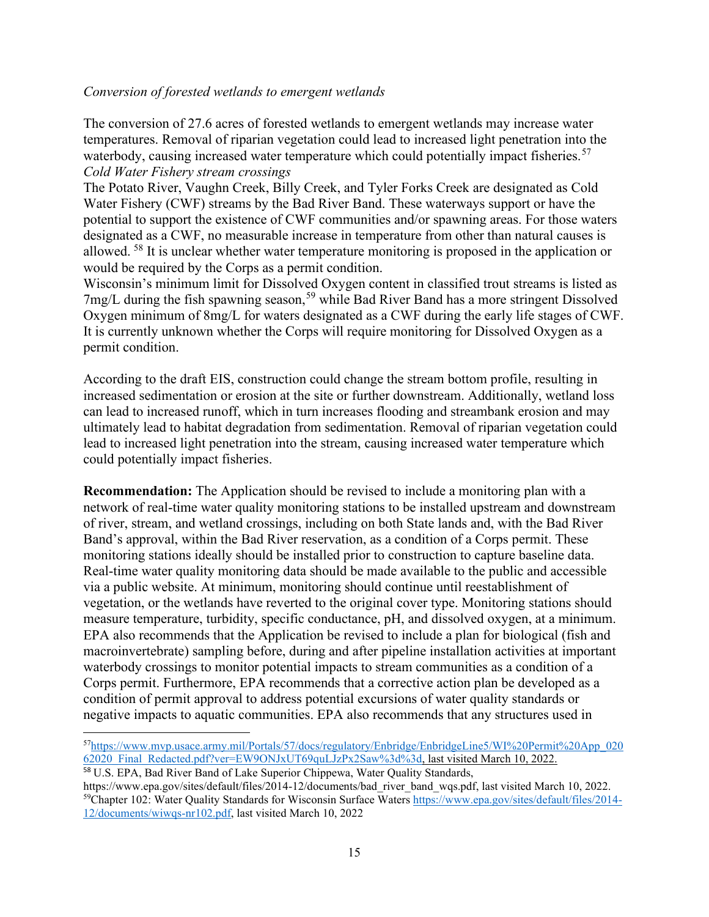*Conversion of forested wetlands to emergent wetlands*

The conversion of 27.6 acres of forested wetlands to emergent wetlands may increase water temperatures. Removal of riparian vegetation could lead to increased light penetration into the waterbody, causing increased water temperature which could potentially impact fisheries.[57]

*Cold Water Fishery stream crossings*

The Potato River, Vaughn Creek, Billy Creek, and Tyler Forks Creek are designated as Cold Water Fishery (CWF) streams by the Bad River Band. These waterways support or have the potential to support the existence of CWF communities and/or spawning areas. For those waters designated as a CWF, no measurable increase in temperature from other than natural causes is allowed. [58] It is unclear whether water temperature monitoring is proposed in the application or would be required by the Corps as a permit condition.

Wisconsin's minimum limit for Dissolved Oxygen content in classified trout streams is listed as 7mg/L during the fish spawning season,[59] while Bad River Band has a more stringent Dissolved Oxygen minimum of 8mg/L for waters designated as a CWF during the early life stages of CWF. It is currently unknown whether the Corps will require monitoring for Dissolved Oxygen as a permit condition.

According to the draft EIS, construction could change the stream bottom profile, resulting in increased sedimentation or erosion at the site or further downstream. Additionally, wetland loss can lead to increased runoff, which in turn increases flooding and streambank erosion and may ultimately lead to habitat degradation from sedimentation. Removal of riparian vegetation could lead to increased light penetration into the stream, causing increased water temperature which could potentially impact fisheries.

**Recommendation:** The Application should be revised to include a monitoring plan with a network of real-time water quality monitoring stations to be installed upstream and downstream of river, stream, and wetland crossings, including on both State lands and, with the Bad River Band's approval, within the Bad River reservation, as a condition of a Corps permit. These monitoring stations ideally should be installed prior to construction to capture baseline data. Real-time water quality monitoring data should be made available to the public and accessible via a public website. At minimum, monitoring should continue until reestablishment of vegetation, or the wetlands have reverted to the original cover type. Monitoring stations should measure temperature, turbidity, specific conductance, pH, and dissolved oxygen, at a minimum. EPA also recommends that the Application be revised to include a plan for biological (fish and macroinvertebrate) sampling before, during and after pipeline installation activities at important waterbody crossings to monitor potential impacts to stream communities as a condition of a Corps permit. Furthermore, EPA recommends that a corrective action plan be developed as a condition of permit approval to address potential excursions of water quality standards or negative impacts to aquatic communities. EPA also recommends that any structures used in

---

[57] https://www.mvp.usace.army.mil/Portals/57/docs/regulatory/Enbridge/EnbridgeLine5/WI%20Permit%20App_02062020_Final_Redacted.pdf?ver=EW9ONJxUT69quLJzPx2Saw%3d%3d, last visited March 10, 2022.

[58] U.S. EPA, Bad River Band of Lake Superior Chippewa, Water Quality Standards, https://www.epa.gov/sites/default/files/2014-12/documents/bad_river_band_wqs.pdf, last visited March 10, 2022.

[59] Chapter 102: Water Quality Standards for Wisconsin Surface Waters https://www.epa.gov/sites/default/files/2014-12/documents/wiwqs-nr102.pdf, last visited March 10, 2022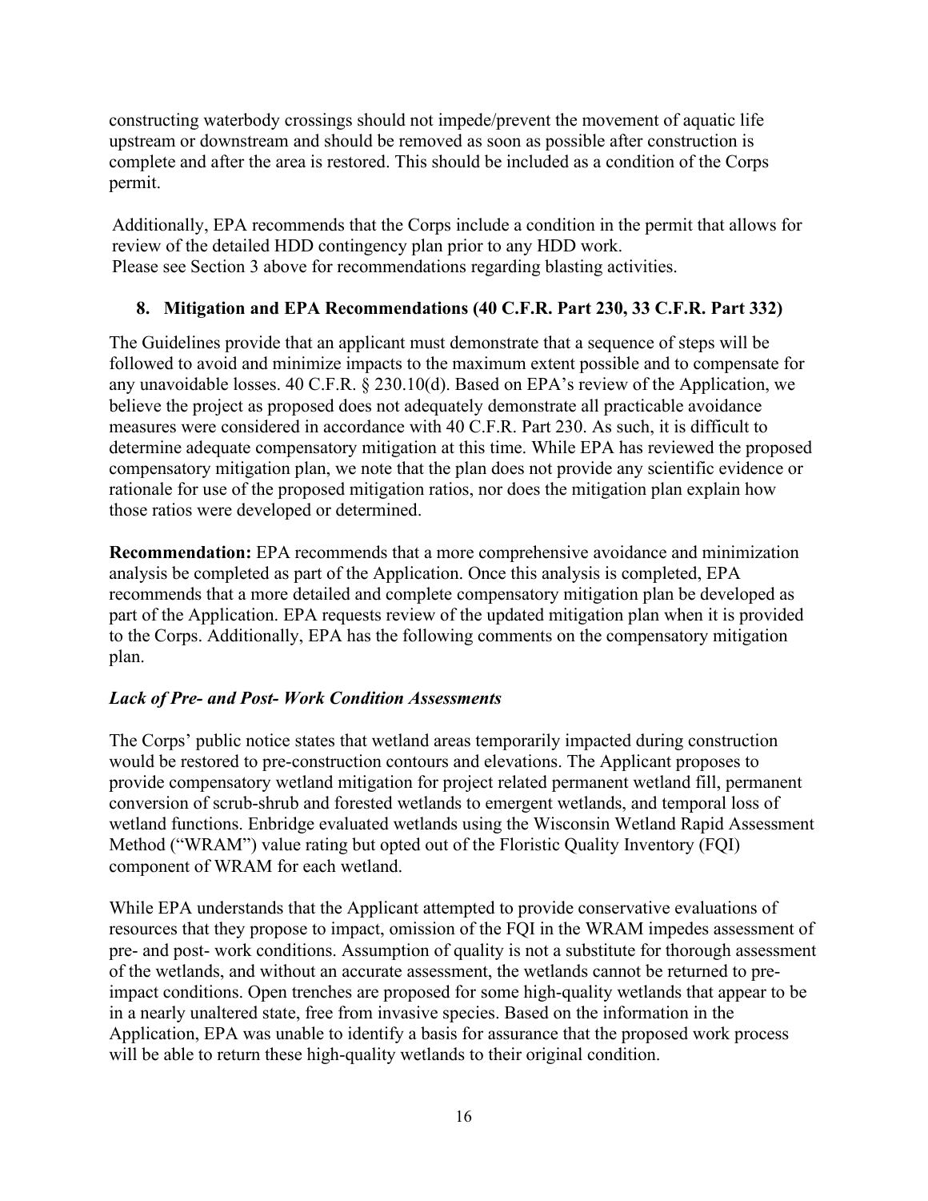constructing waterbody crossings should not impede/prevent the movement of aquatic life upstream or downstream and should be removed as soon as possible after construction is complete and after the area is restored. This should be included as a condition of the Corps permit.

Additionally, EPA recommends that the Corps include a condition in the permit that allows for review of the detailed HDD contingency plan prior to any HDD work.
Please see Section 3 above for recommendations regarding blasting activities.

## 8. Mitigation and EPA Recommendations (40 C.F.R. Part 230, 33 C.F.R. Part 332)

The Guidelines provide that an applicant must demonstrate that a sequence of steps will be followed to avoid and minimize impacts to the maximum extent possible and to compensate for any unavoidable losses. 40 C.F.R. § 230.10(d). Based on EPA's review of the Application, we believe the project as proposed does not adequately demonstrate all practicable avoidance measures were considered in accordance with 40 C.F.R. Part 230. As such, it is difficult to determine adequate compensatory mitigation at this time. While EPA has reviewed the proposed compensatory mitigation plan, we note that the plan does not provide any scientific evidence or rationale for use of the proposed mitigation ratios, nor does the mitigation plan explain how those ratios were developed or determined.

**Recommendation:** EPA recommends that a more comprehensive avoidance and minimization analysis be completed as part of the Application. Once this analysis is completed, EPA recommends that a more detailed and complete compensatory mitigation plan be developed as part of the Application. EPA requests review of the updated mitigation plan when it is provided to the Corps. Additionally, EPA has the following comments on the compensatory mitigation plan.

***Lack of Pre- and Post- Work Condition Assessments***

The Corps' public notice states that wetland areas temporarily impacted during construction would be restored to pre-construction contours and elevations. The Applicant proposes to provide compensatory wetland mitigation for project related permanent wetland fill, permanent conversion of scrub-shrub and forested wetlands to emergent wetlands, and temporal loss of wetland functions. Enbridge evaluated wetlands using the Wisconsin Wetland Rapid Assessment Method ("WRAM") value rating but opted out of the Floristic Quality Inventory (FQI) component of WRAM for each wetland.

While EPA understands that the Applicant attempted to provide conservative evaluations of resources that they propose to impact, omission of the FQI in the WRAM impedes assessment of pre- and post- work conditions. Assumption of quality is not a substitute for thorough assessment of the wetlands, and without an accurate assessment, the wetlands cannot be returned to pre-impact conditions. Open trenches are proposed for some high-quality wetlands that appear to be in a nearly unaltered state, free from invasive species. Based on the information in the Application, EPA was unable to identify a basis for assurance that the proposed work process will be able to return these high-quality wetlands to their original condition.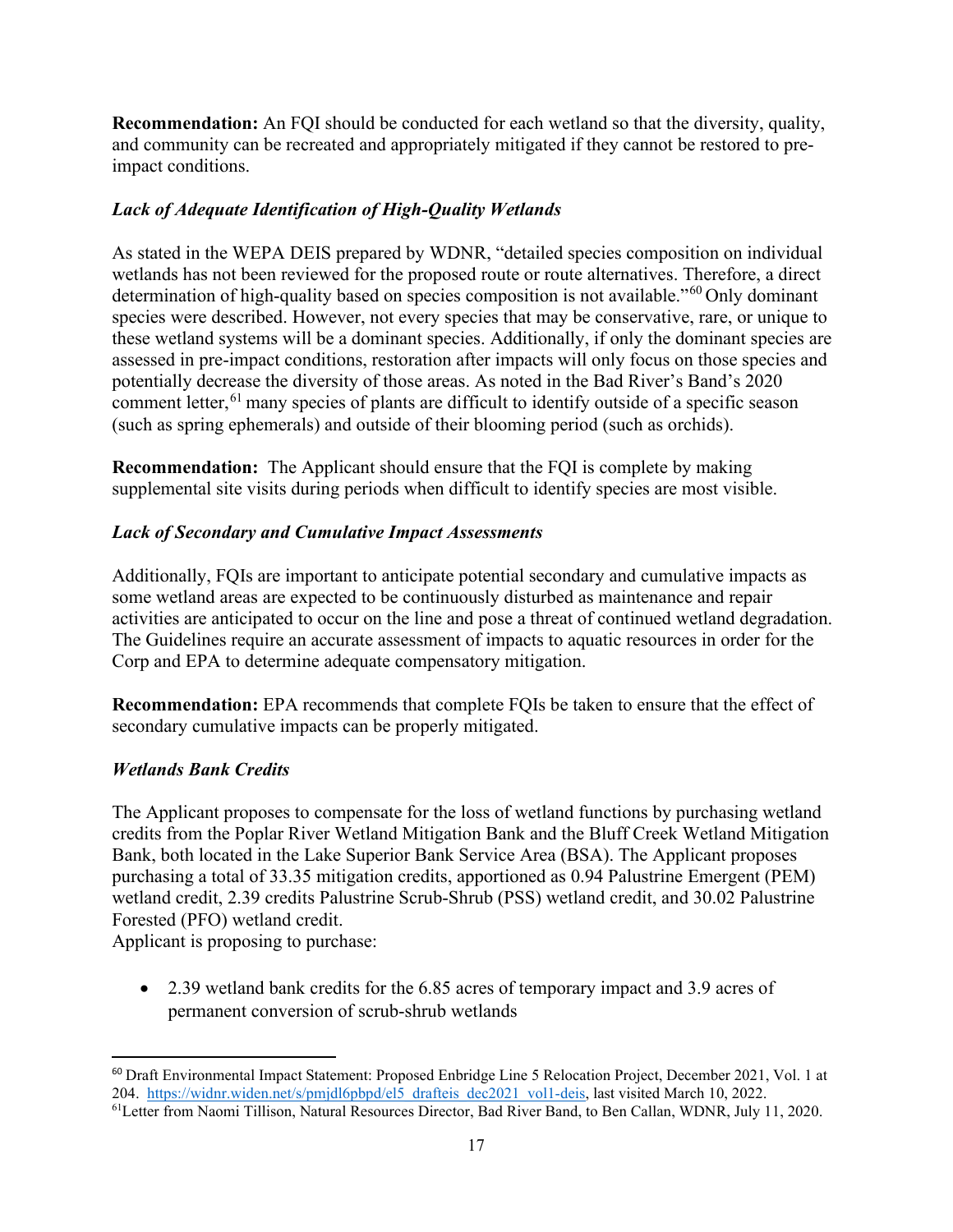**Recommendation:** An FQI should be conducted for each wetland so that the diversity, quality, and community can be recreated and appropriately mitigated if they cannot be restored to pre-impact conditions.

### *Lack of Adequate Identification of High-Quality Wetlands*

As stated in the WEPA DEIS prepared by WDNR, "detailed species composition on individual wetlands has not been reviewed for the proposed route or route alternatives. Therefore, a direct determination of high-quality based on species composition is not available."[60] Only dominant species were described. However, not every species that may be conservative, rare, or unique to these wetland systems will be a dominant species. Additionally, if only the dominant species are assessed in pre-impact conditions, restoration after impacts will only focus on those species and potentially decrease the diversity of those areas. As noted in the Bad River's Band's 2020 comment letter,[61] many species of plants are difficult to identify outside of a specific season (such as spring ephemerals) and outside of their blooming period (such as orchids).

**Recommendation:** The Applicant should ensure that the FQI is complete by making supplemental site visits during periods when difficult to identify species are most visible.

### *Lack of Secondary and Cumulative Impact Assessments*

Additionally, FQIs are important to anticipate potential secondary and cumulative impacts as some wetland areas are expected to be continuously disturbed as maintenance and repair activities are anticipated to occur on the line and pose a threat of continued wetland degradation. The Guidelines require an accurate assessment of impacts to aquatic resources in order for the Corp and EPA to determine adequate compensatory mitigation.

**Recommendation:** EPA recommends that complete FQIs be taken to ensure that the effect of secondary cumulative impacts can be properly mitigated.

### *Wetlands Bank Credits*

The Applicant proposes to compensate for the loss of wetland functions by purchasing wetland credits from the Poplar River Wetland Mitigation Bank and the Bluff Creek Wetland Mitigation Bank, both located in the Lake Superior Bank Service Area (BSA). The Applicant proposes purchasing a total of 33.35 mitigation credits, apportioned as 0.94 Palustrine Emergent (PEM) wetland credit, 2.39 credits Palustrine Scrub-Shrub (PSS) wetland credit, and 30.02 Palustrine Forested (PFO) wetland credit.
Applicant is proposing to purchase:

- 2.39 wetland bank credits for the 6.85 acres of temporary impact and 3.9 acres of permanent conversion of scrub-shrub wetlands

---

[60] Draft Environmental Impact Statement: Proposed Enbridge Line 5 Relocation Project, December 2021, Vol. 1 at 204. https://widnr.widen.net/s/pmjdl6pbpd/el5_drafteis_dec2021_vol1-deis, last visited March 10, 2022.

[61] Letter from Naomi Tillison, Natural Resources Director, Bad River Band, to Ben Callan, WDNR, July 11, 2020.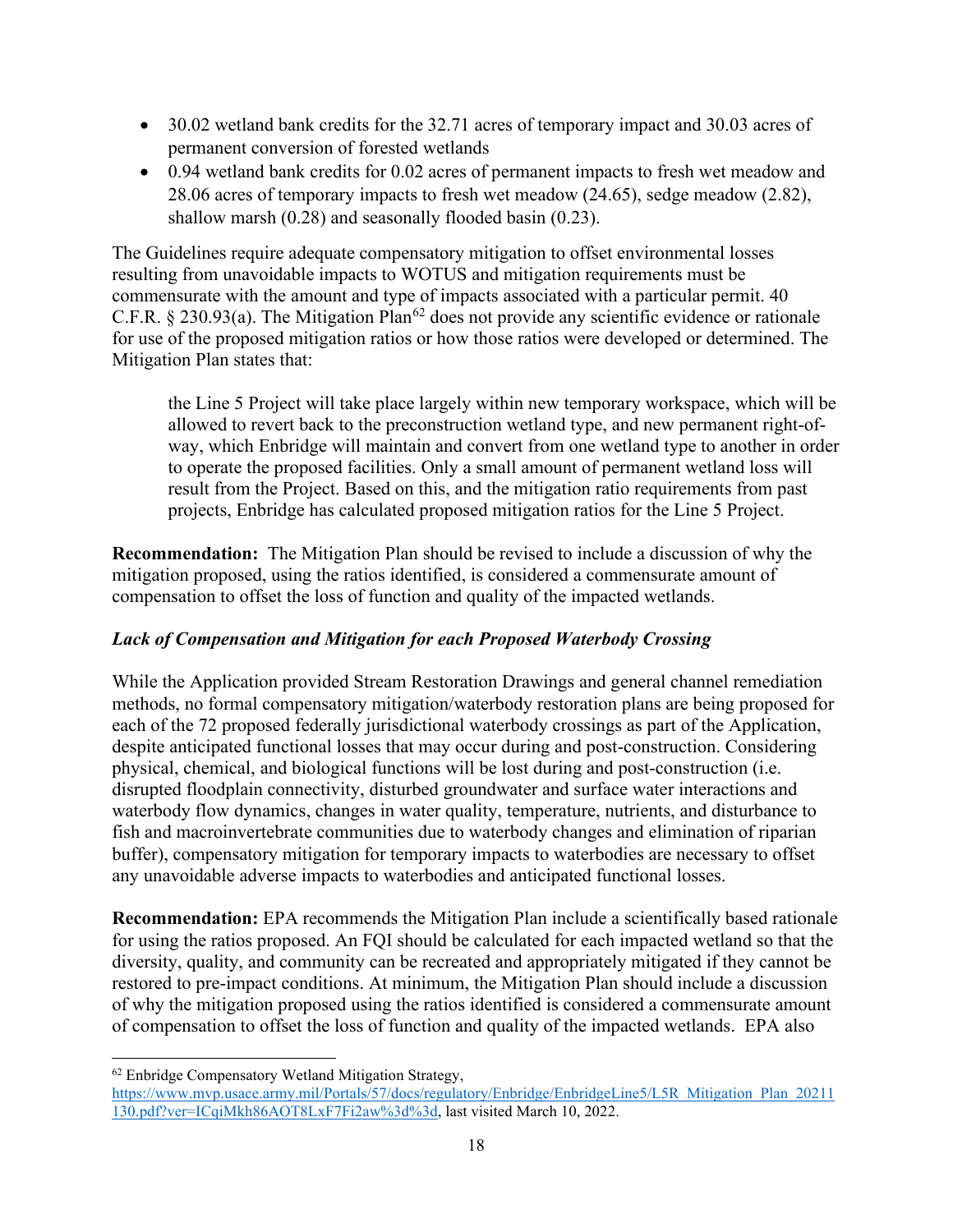- 30.02 wetland bank credits for the 32.71 acres of temporary impact and 30.03 acres of permanent conversion of forested wetlands
- 0.94 wetland bank credits for 0.02 acres of permanent impacts to fresh wet meadow and 28.06 acres of temporary impacts to fresh wet meadow (24.65), sedge meadow (2.82), shallow marsh (0.28) and seasonally flooded basin (0.23).

The Guidelines require adequate compensatory mitigation to offset environmental losses resulting from unavoidable impacts to WOTUS and mitigation requirements must be commensurate with the amount and type of impacts associated with a particular permit. 40 C.F.R. § 230.93(a). The Mitigation Plan[62] does not provide any scientific evidence or rationale for use of the proposed mitigation ratios or how those ratios were developed or determined. The Mitigation Plan states that:

> the Line 5 Project will take place largely within new temporary workspace, which will be allowed to revert back to the preconstruction wetland type, and new permanent right-of-way, which Enbridge will maintain and convert from one wetland type to another in order to operate the proposed facilities. Only a small amount of permanent wetland loss will result from the Project. Based on this, and the mitigation ratio requirements from past projects, Enbridge has calculated proposed mitigation ratios for the Line 5 Project.

**Recommendation:** The Mitigation Plan should be revised to include a discussion of why the mitigation proposed, using the ratios identified, is considered a commensurate amount of compensation to offset the loss of function and quality of the impacted wetlands.

***Lack of Compensation and Mitigation for each Proposed Waterbody Crossing***

While the Application provided Stream Restoration Drawings and general channel remediation methods, no formal compensatory mitigation/waterbody restoration plans are being proposed for each of the 72 proposed federally jurisdictional waterbody crossings as part of the Application, despite anticipated functional losses that may occur during and post-construction. Considering physical, chemical, and biological functions will be lost during and post-construction (i.e. disrupted floodplain connectivity, disturbed groundwater and surface water interactions and waterbody flow dynamics, changes in water quality, temperature, nutrients, and disturbance to fish and macroinvertebrate communities due to waterbody changes and elimination of riparian buffer), compensatory mitigation for temporary impacts to waterbodies are necessary to offset any unavoidable adverse impacts to waterbodies and anticipated functional losses.

**Recommendation:** EPA recommends the Mitigation Plan include a scientifically based rationale for using the ratios proposed. An FQI should be calculated for each impacted wetland so that the diversity, quality, and community can be recreated and appropriately mitigated if they cannot be restored to pre-impact conditions. At minimum, the Mitigation Plan should include a discussion of why the mitigation proposed using the ratios identified is considered a commensurate amount of compensation to offset the loss of function and quality of the impacted wetlands. EPA also

---

[62] Enbridge Compensatory Wetland Mitigation Strategy, https://www.mvp.usace.army.mil/Portals/57/docs/regulatory/Enbridge/EnbridgeLine5/L5R_Mitigation_Plan_20211130.pdf?ver=ICqiMkh86AOT8LxF7Fi2aw%3d%3d, last visited March 10, 2022.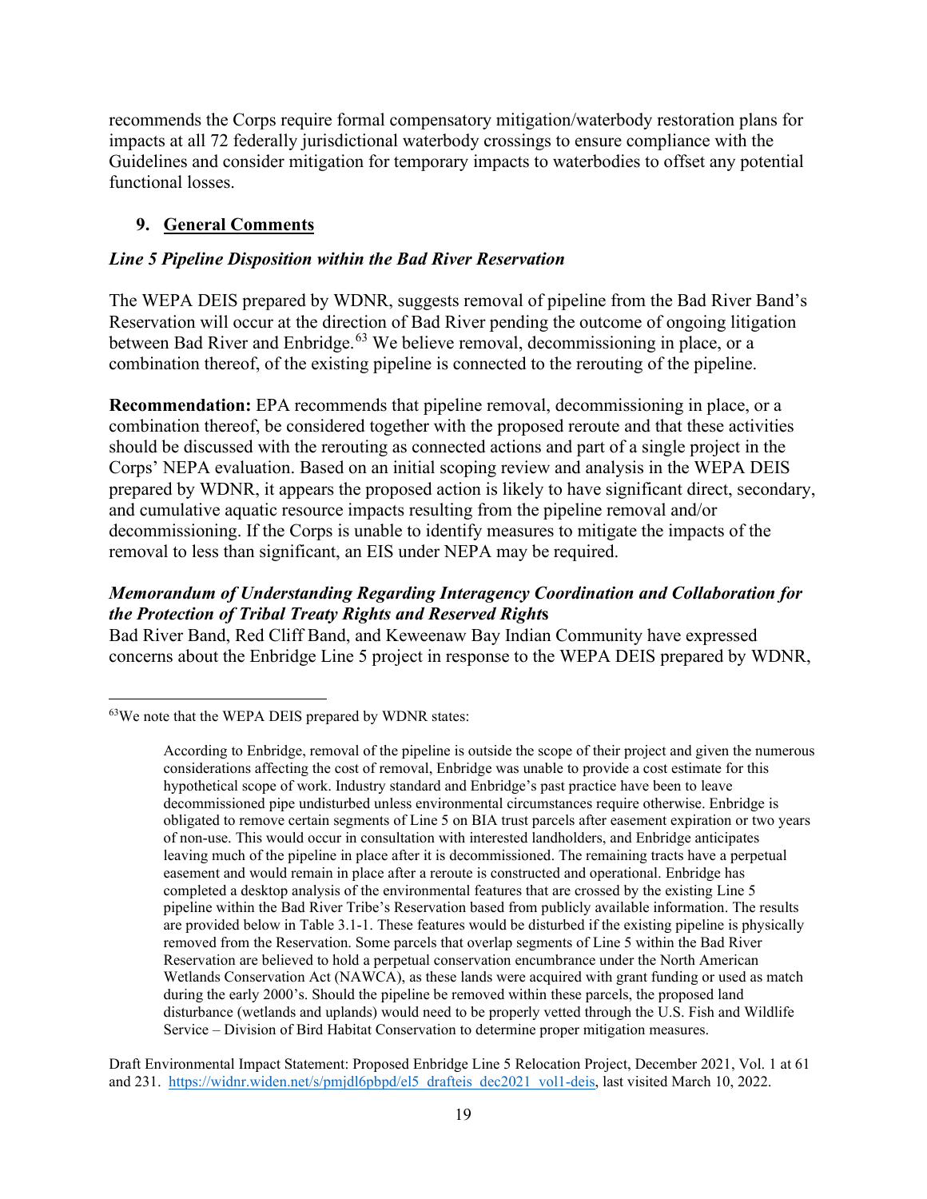recommends the Corps require formal compensatory mitigation/waterbody restoration plans for impacts at all 72 federally jurisdictional waterbody crossings to ensure compliance with the Guidelines and consider mitigation for temporary impacts to waterbodies to offset any potential functional losses.

## 9. General Comments

### *Line 5 Pipeline Disposition within the Bad River Reservation*

The WEPA DEIS prepared by WDNR, suggests removal of pipeline from the Bad River Band's Reservation will occur at the direction of Bad River pending the outcome of ongoing litigation between Bad River and Enbridge.[63] We believe removal, decommissioning in place, or a combination thereof, of the existing pipeline is connected to the rerouting of the pipeline.

**Recommendation:** EPA recommends that pipeline removal, decommissioning in place, or a combination thereof, be considered together with the proposed reroute and that these activities should be discussed with the rerouting as connected actions and part of a single project in the Corps' NEPA evaluation. Based on an initial scoping review and analysis in the WEPA DEIS prepared by WDNR, it appears the proposed action is likely to have significant direct, secondary, and cumulative aquatic resource impacts resulting from the pipeline removal and/or decommissioning. If the Corps is unable to identify measures to mitigate the impacts of the removal to less than significant, an EIS under NEPA may be required.

### *Memorandum of Understanding Regarding Interagency Coordination and Collaboration for the Protection of Tribal Treaty Rights and Reserved Rights*

Bad River Band, Red Cliff Band, and Keweenaw Bay Indian Community have expressed concerns about the Enbridge Line 5 project in response to the WEPA DEIS prepared by WDNR,

---

[63] We note that the WEPA DEIS prepared by WDNR states:

> According to Enbridge, removal of the pipeline is outside the scope of their project and given the numerous considerations affecting the cost of removal, Enbridge was unable to provide a cost estimate for this hypothetical scope of work. Industry standard and Enbridge's past practice have been to leave decommissioned pipe undisturbed unless environmental circumstances require otherwise. Enbridge is obligated to remove certain segments of Line 5 on BIA trust parcels after easement expiration or two years of non-use. This would occur in consultation with interested landholders, and Enbridge anticipates leaving much of the pipeline in place after it is decommissioned. The remaining tracts have a perpetual easement and would remain in place after a reroute is constructed and operational. Enbridge has completed a desktop analysis of the environmental features that are crossed by the existing Line 5 pipeline within the Bad River Tribe's Reservation based from publicly available information. The results are provided below in Table 3.1-1. These features would be disturbed if the existing pipeline is physically removed from the Reservation. Some parcels that overlap segments of Line 5 within the Bad River Reservation are believed to hold a perpetual conservation encumbrance under the North American Wetlands Conservation Act (NAWCA), as these lands were acquired with grant funding or used as match during the early 2000's. Should the pipeline be removed within these parcels, the proposed land disturbance (wetlands and uplands) would need to be properly vetted through the U.S. Fish and Wildlife Service – Division of Bird Habitat Conservation to determine proper mitigation measures.

Draft Environmental Impact Statement: Proposed Enbridge Line 5 Relocation Project, December 2021, Vol. 1 at 61 and 231. https://widnr.widen.net/s/pmjdl6pbpd/el5_drafteis_dec2021_vol1-deis, last visited March 10, 2022.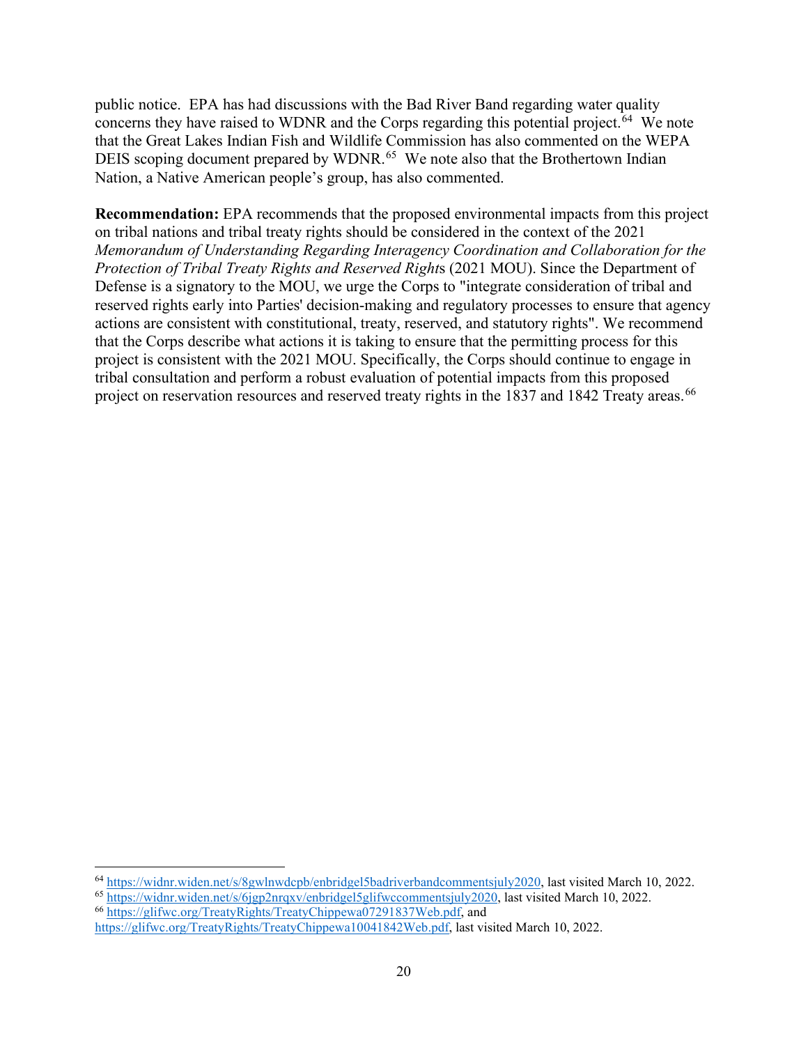public notice. EPA has had discussions with the Bad River Band regarding water quality concerns they have raised to WDNR and the Corps regarding this potential project.[64] We note that the Great Lakes Indian Fish and Wildlife Commission has also commented on the WEPA DEIS scoping document prepared by WDNR.[65] We note also that the Brothertown Indian Nation, a Native American people's group, has also commented.

**Recommendation:** EPA recommends that the proposed environmental impacts from this project on tribal nations and tribal treaty rights should be considered in the context of the 2021 *Memorandum of Understanding Regarding Interagency Coordination and Collaboration for the Protection of Tribal Treaty Rights and Reserved Right*s (2021 MOU). Since the Department of Defense is a signatory to the MOU, we urge the Corps to "integrate consideration of tribal and reserved rights early into Parties' decision-making and regulatory processes to ensure that agency actions are consistent with constitutional, treaty, reserved, and statutory rights". We recommend that the Corps describe what actions it is taking to ensure that the permitting process for this project is consistent with the 2021 MOU. Specifically, the Corps should continue to engage in tribal consultation and perform a robust evaluation of potential impacts from this proposed project on reservation resources and reserved treaty rights in the 1837 and 1842 Treaty areas.[66]

---

[64] https://widnr.widen.net/s/8gwlnwdcpb/enbridgel5badriverbandcommentsjuly2020, last visited March 10, 2022.

[65] https://widnr.widen.net/s/6jgp2nrqxv/enbridgel5glifwccommentsjuly2020, last visited March 10, 2022.

[66] https://glifwc.org/TreatyRights/TreatyChippewa07291837Web.pdf, and https://glifwc.org/TreatyRights/TreatyChippewa10041842Web.pdf, last visited March 10, 2022.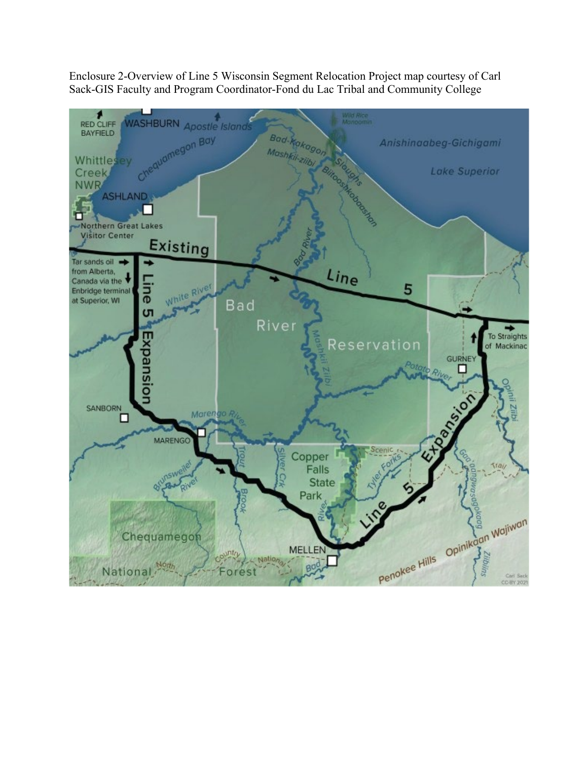Enclosure 2-Overview of Line 5 Wisconsin Segment Relocation Project map courtesy of Carl Sack-GIS Faculty and Program Coordinator-Fond du Lac Tribal and Community College

RED CLIFF
BAYFIELD
WASHBURN
Apostle Islands
Chequamegon Bay
Wild Rice
Manoomin
Anishinaabeg-Gichigami
Lake Superior
Whittlesey Creek NWR
ASHLAND
Bad-Kakagon Sloughs
Mashkii-ziibi
Biitooshkobaashan
Northern Great Lakes Visitor Center
Existing Line 5
Tar sands oil from Alberta, Canada via the Enbridge terminal at Superior, WI
Line 5 Expansion
White River
Bad River
Bad River Reservation
Mashkii Ziibi
To Straights of Mackinac
GURNEY
Potato River
Opinii Ziibi
SANBORN
MARENGO
Marengo River
Trout Brook
Silver Crk
Copper Falls State Park
Scenic Trail
Tyler Forks
Brunsweiler River
Gaa'aangwasagokaag
Chequamegon National Forest
North Country National
MELLEN
Bad River
Penokee Hills Opinikaan Wajiwan
Ziibins
Carl Sack
CC-BY 2021